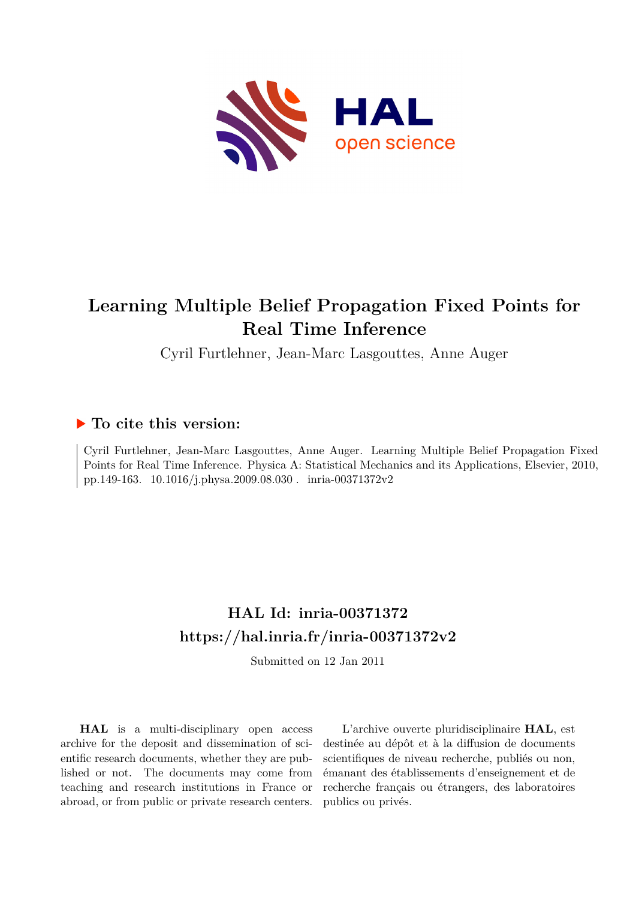# Learning Multiple Belief Propagation Fixed Points for Real Time Inference

Cyril Furtlehner, Jean-Marc Lasgouttes, Anne Auger

## ▶ To cite this version:

Cyril Furtlehner, Jean-Marc Lasgouttes, Anne Auger. Learning Multiple Belief Propagation Fixed Points for Real Time Inference. Physica A: Statistical Mechanics and its Applications, Elsevier, 2010, pp.149-163. 10.1016/j.physa.2009.08.030 . inria-00371372v2

## HAL Id: inria-00371372
## https://hal.inria.fr/inria-00371372v2

Submitted on 12 Jan 2011

**HAL** is a multi-disciplinary open access archive for the deposit and dissemination of scientific research documents, whether they are published or not. The documents may come from teaching and research institutions in France or abroad, or from public or private research centers.

L'archive ouverte pluridisciplinaire **HAL**, est destinée au dépôt et à la diffusion de documents scientifiques de niveau recherche, publiés ou non, émanant des établissements d'enseignement et de recherche français ou étrangers, des laboratoires publics ou privés.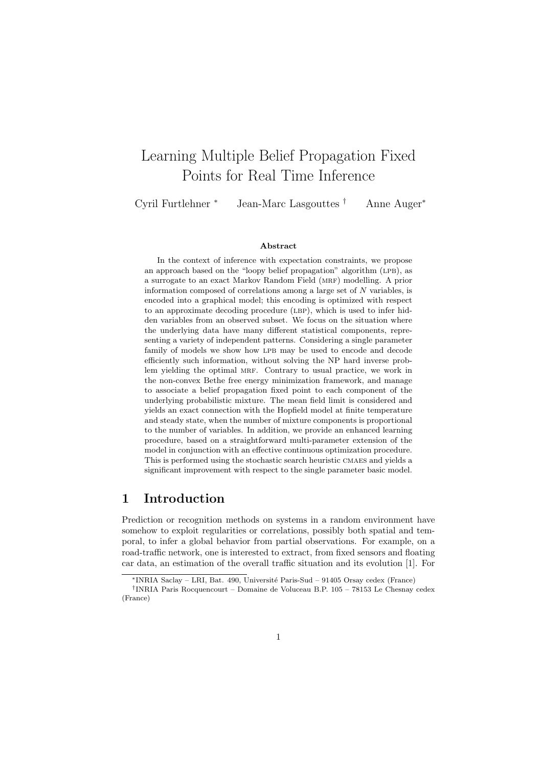# Learning Multiple Belief Propagation Fixed Points for Real Time Inference

Cyril Furtlehner [*] Jean-Marc Lasgouttes [†] Anne Auger[*]

**Abstract**

In the context of inference with expectation constraints, we propose an approach based on the "loopy belief propagation" algorithm (LPB), as a surrogate to an exact Markov Random Field (MRF) modelling. A prior information composed of correlations among a large set of $N$ variables, is encoded into a graphical model; this encoding is optimized with respect to an approximate decoding procedure (LBP), which is used to infer hidden variables from an observed subset. We focus on the situation where the underlying data have many different statistical components, representing a variety of independent patterns. Considering a single parameter family of models we show how LPB may be used to encode and decode efficiently such information, without solving the NP hard inverse problem yielding the optimal MRF. Contrary to usual practice, we work in the non-convex Bethe free energy minimization framework, and manage to associate a belief propagation fixed point to each component of the underlying probabilistic mixture. The mean field limit is considered and yields an exact connection with the Hopfield model at finite temperature and steady state, when the number of mixture components is proportional to the number of variables. In addition, we provide an enhanced learning procedure, based on a straightforward multi-parameter extension of the model in conjunction with an effective continuous optimization procedure. This is performed using the stochastic search heuristic CMAES and yields a significant improvement with respect to the single parameter basic model.

## 1 Introduction

Prediction or recognition methods on systems in a random environment have somehow to exploit regularities or correlations, possibly both spatial and temporal, to infer a global behavior from partial observations. For example, on a road-traffic network, one is interested to extract, from fixed sensors and floating car data, an estimation of the overall traffic situation and its evolution [1]. For

---

[*]INRIA Saclay – LRI, Bat. 490, Université Paris-Sud – 91405 Orsay cedex (France)

[†]INRIA Paris Rocquencourt – Domaine de Voluceau B.P. 105 – 78153 Le Chesnay cedex (France)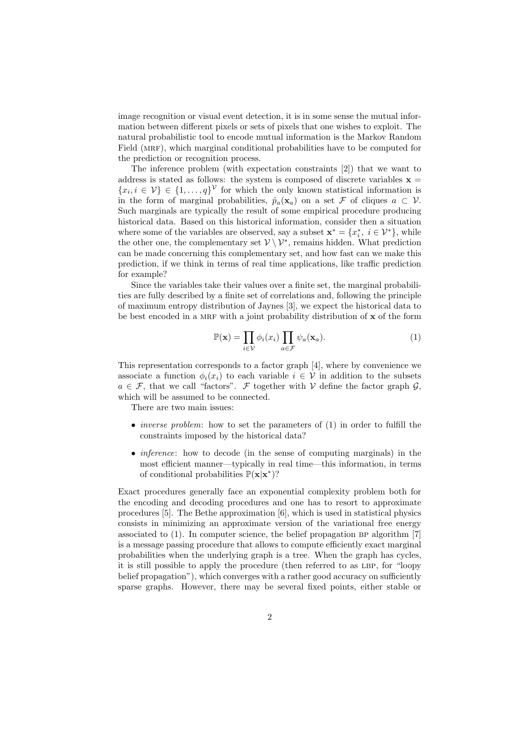image recognition or visual event detection, it is in some sense the mutual information between different pixels or sets of pixels that one wishes to exploit. The natural probabilistic tool to encode mutual information is the Markov Random Field (MRF), which marginal conditional probabilities have to be computed for the prediction or recognition process.

The inference problem (with expectation constraints [2]) that we want to address is stated as follows: the system is composed of discrete variables $\mathbf{x} = \{x_i, i \in \mathcal{V}\} \in \{1, \ldots, q\}^{\mathcal{V}}$ for which the only known statistical information is in the form of marginal probabilities, $\hat{p}_a(\mathbf{x}_a)$ on a set $\mathcal{F}$ of cliques $a \subset \mathcal{V}$. Such marginals are typically the result of some empirical procedure producing historical data. Based on this historical information, consider then a situation where some of the variables are observed, say a subset $\mathbf{x}^* = \{x_i^*,\ i \in \mathcal{V}^*\}$, while the other one, the complementary set $\mathcal{V} \setminus \mathcal{V}^*$, remains hidden. What prediction can be made concerning this complementary set, and how fast can we make this prediction, if we think in terms of real time applications, like traffic prediction for example?

Since the variables take their values over a finite set, the marginal probabilities are fully described by a finite set of correlations and, following the principle of maximum entropy distribution of Jaynes [3], we expect the historical data to be best encoded in a MRF with a joint probability distribution of $\mathbf{x}$ of the form

$$\mathbb{P}(\mathbf{x}) = \prod_{i \in \mathcal{V}} \phi_i(x_i) \prod_{a \in \mathcal{F}} \psi_a(\mathbf{x}_a). \tag{1}$$

This representation corresponds to a factor graph [4], where by convenience we associate a function $\phi_i(x_i)$ to each variable $i \in \mathcal{V}$ in addition to the subsets $a \in \mathcal{F}$, that we call "factors". $\mathcal{F}$ together with $\mathcal{V}$ define the factor graph $\mathcal{G}$, which will be assumed to be connected.

There are two main issues:

- *inverse problem*: how to set the parameters of (1) in order to fulfill the constraints imposed by the historical data?
- *inference*: how to decode (in the sense of computing marginals) in the most efficient manner—typically in real time—this information, in terms of conditional probabilities $\mathbb{P}(\mathbf{x}|\mathbf{x}^*)$?

Exact procedures generally face an exponential complexity problem both for the encoding and decoding procedures and one has to resort to approximate procedures [5]. The Bethe approximation [6], which is used in statistical physics consists in minimizing an approximate version of the variational free energy associated to (1). In computer science, the belief propagation BP algorithm [7] is a message passing procedure that allows to compute efficiently exact marginal probabilities when the underlying graph is a tree. When the graph has cycles, it is still possible to apply the procedure (then referred to as LBP, for "loopy belief propagation"), which converges with a rather good accuracy on sufficiently sparse graphs. However, there may be several fixed points, either stable or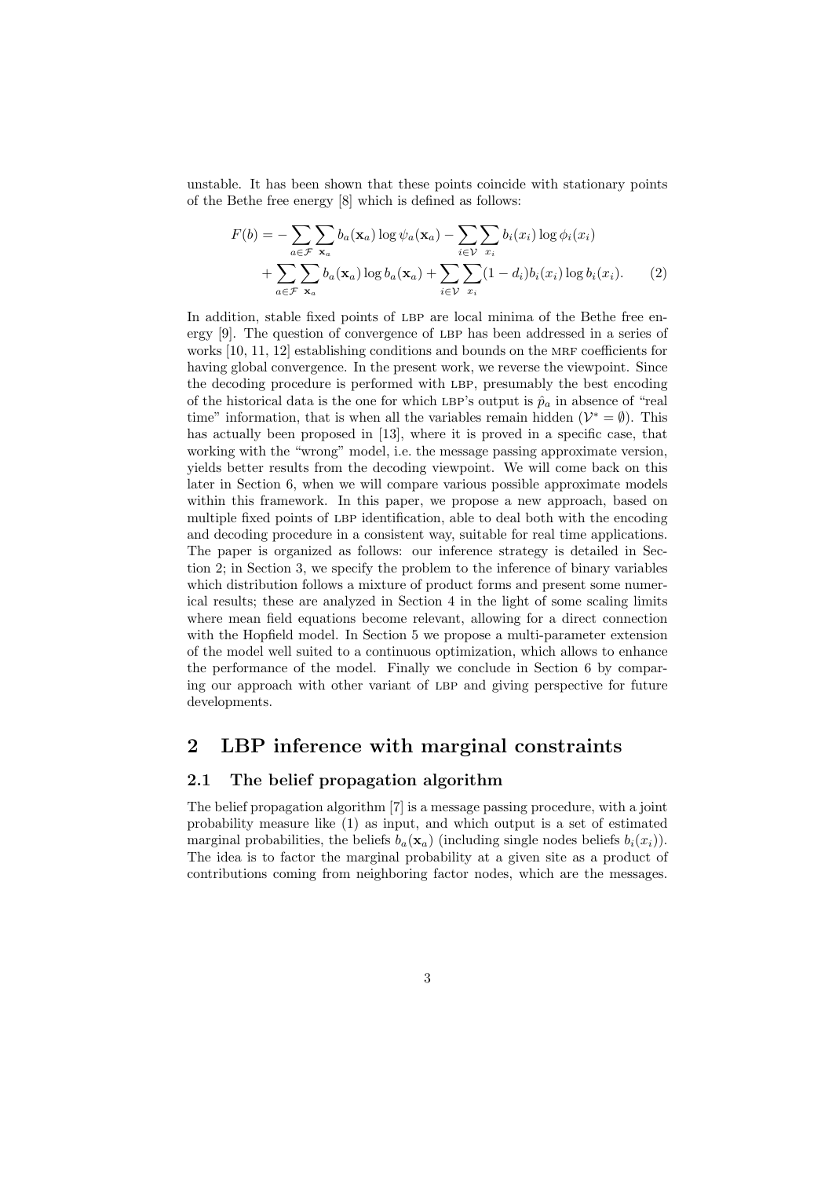unstable. It has been shown that these points coincide with stationary points of the Bethe free energy [8] which is defined as follows:

$$
\begin{aligned}
F(b) = &-\sum_{a\in\mathcal{F}}\sum_{\mathbf{x}_a} b_a(\mathbf{x}_a)\log\psi_a(\mathbf{x}_a) - \sum_{i\in\mathcal{V}}\sum_{x_i} b_i(x_i)\log\phi_i(x_i) \\
&+ \sum_{a\in\mathcal{F}}\sum_{\mathbf{x}_a} b_a(\mathbf{x}_a)\log b_a(\mathbf{x}_a) + \sum_{i\in\mathcal{V}}\sum_{x_i}(1-d_i)b_i(x_i)\log b_i(x_i). \qquad (2)
\end{aligned}
$$

In addition, stable fixed points of LBP are local minima of the Bethe free energy [9]. The question of convergence of LBP has been addressed in a series of works [10, 11, 12] establishing conditions and bounds on the MRF coefficients for having global convergence. In the present work, we reverse the viewpoint. Since the decoding procedure is performed with LBP, presumably the best encoding of the historical data is the one for which LBP's output is $\hat{p}_a$ in absence of "real time" information, that is when all the variables remain hidden ($\mathcal{V}^* = \emptyset$). This has actually been proposed in [13], where it is proved in a specific case, that working with the "wrong" model, i.e. the message passing approximate version, yields better results from the decoding viewpoint. We will come back on this later in Section 6, when we will compare various possible approximate models within this framework. In this paper, we propose a new approach, based on multiple fixed points of LBP identification, able to deal both with the encoding and decoding procedure in a consistent way, suitable for real time applications. The paper is organized as follows: our inference strategy is detailed in Section 2; in Section 3, we specify the problem to the inference of binary variables which distribution follows a mixture of product forms and present some numerical results; these are analyzed in Section 4 in the light of some scaling limits where mean field equations become relevant, allowing for a direct connection with the Hopfield model. In Section 5 we propose a multi-parameter extension of the model well suited to a continuous optimization, which allows to enhance the performance of the model. Finally we conclude in Section 6 by comparing our approach with other variant of LBP and giving perspective for future developments.

## 2 LBP inference with marginal constraints

### 2.1 The belief propagation algorithm

The belief propagation algorithm [7] is a message passing procedure, with a joint probability measure like (1) as input, and which output is a set of estimated marginal probabilities, the beliefs $b_a(\mathbf{x}_a)$ (including single nodes beliefs $b_i(x_i)$). The idea is to factor the marginal probability at a given site as a product of contributions coming from neighboring factor nodes, which are the messages.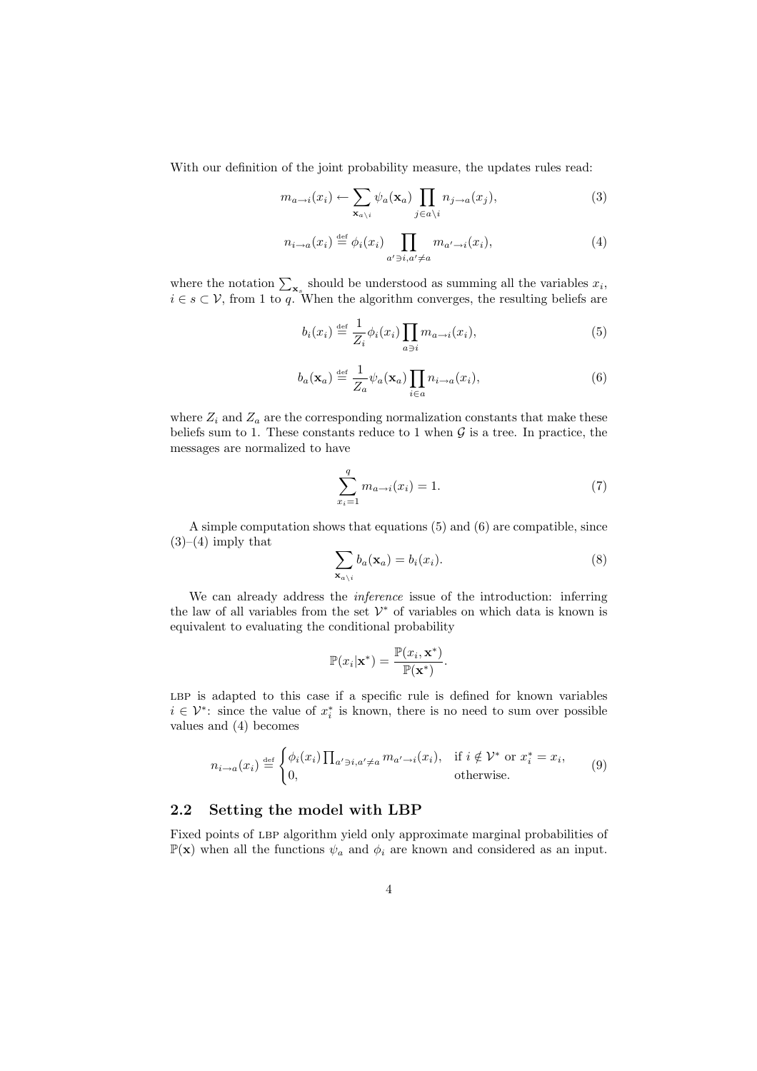With our definition of the joint probability measure, the updates rules read:

$$m_{a\to i}(x_i) \leftarrow \sum_{\mathbf{x}_{a\setminus i}} \psi_a(\mathbf{x}_a) \prod_{j\in a\setminus i} n_{j\to a}(x_j), \tag{3}$$

$$n_{i\to a}(x_i) \stackrel{\text{def}}{=} \phi_i(x_i) \prod_{a'\ni i, a'\neq a} m_{a'\to i}(x_i), \tag{4}$$

where the notation $\sum_{\mathbf{x}_s}$ should be understood as summing all the variables $x_i$, $i \in s \subset \mathcal{V}$, from 1 to $q$. When the algorithm converges, the resulting beliefs are

$$b_i(x_i) \stackrel{\text{def}}{=} \frac{1}{Z_i}\phi_i(x_i)\prod_{a\ni i} m_{a\to i}(x_i), \tag{5}$$

$$b_a(\mathbf{x}_a) \stackrel{\text{def}}{=} \frac{1}{Z_a}\psi_a(\mathbf{x}_a)\prod_{i\in a} n_{i\to a}(x_i), \tag{6}$$

where $Z_i$ and $Z_a$ are the corresponding normalization constants that make these beliefs sum to 1. These constants reduce to 1 when $\mathcal{G}$ is a tree. In practice, the messages are normalized to have

$$\sum_{x_i=1}^{q} m_{a\to i}(x_i) = 1. \tag{7}$$

A simple computation shows that equations (5) and (6) are compatible, since (3)–(4) imply that

$$\sum_{\mathbf{x}_{a\setminus i}} b_a(\mathbf{x}_a) = b_i(x_i). \tag{8}$$

We can already address the *inference* issue of the introduction: inferring the law of all variables from the set $\mathcal{V}^*$ of variables on which data is known is equivalent to evaluating the conditional probability

$$\mathbb{P}(x_i|\mathbf{x}^*) = \frac{\mathbb{P}(x_i, \mathbf{x}^*)}{\mathbb{P}(\mathbf{x}^*)}.$$

LBP is adapted to this case if a specific rule is defined for known variables $i \in \mathcal{V}^*$: since the value of $x_i^*$ is known, there is no need to sum over possible values and (4) becomes

$$n_{i\to a}(x_i) \stackrel{\text{def}}{=} \begin{cases} \phi_i(x_i)\prod_{a'\ni i, a'\neq a} m_{a'\to i}(x_i), & \text{if } i \notin \mathcal{V}^* \text{ or } x_i^* = x_i, \\ 0, & \text{otherwise.} \end{cases} \tag{9}$$

## 2.2 Setting the model with LBP

Fixed points of LBP algorithm yield only approximate marginal probabilities of $\mathbb{P}(\mathbf{x})$ when all the functions $\psi_a$ and $\phi_i$ are known and considered as an input.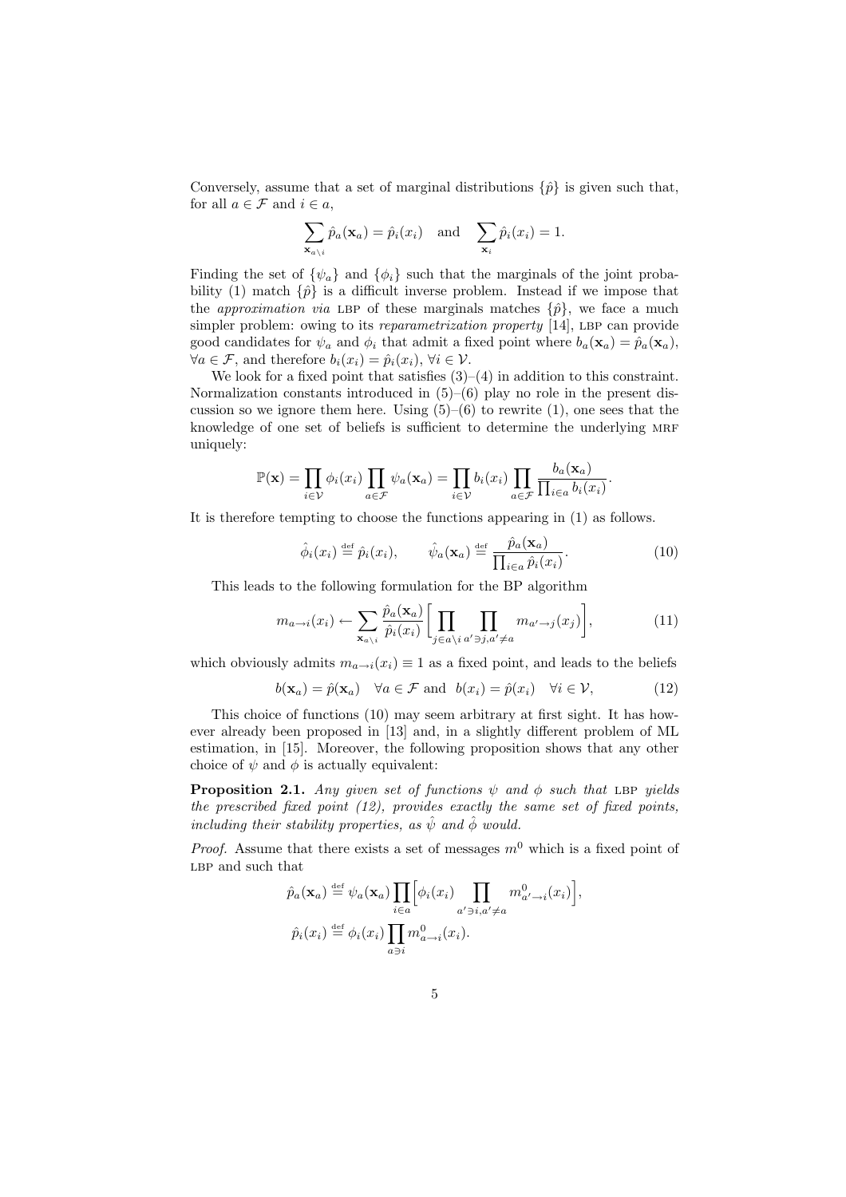Conversely, assume that a set of marginal distributions $\{\hat{p}\}$ is given such that, for all $a \in \mathcal{F}$ and $i \in a$,

$$\sum_{\mathbf{x}_{a \setminus i}} \hat{p}_a(\mathbf{x}_a) = \hat{p}_i(x_i) \quad \text{and} \quad \sum_{\mathbf{x}_i} \hat{p}_i(x_i) = 1.$$

Finding the set of $\{\psi_a\}$ and $\{\phi_i\}$ such that the marginals of the joint probability (1) match $\{\hat{p}\}$ is a difficult inverse problem. Instead if we impose that the *approximation via* LBP of these marginals matches $\{\hat{p}\}$, we face a much simpler problem: owing to its *reparametrization property* [14], LBP can provide good candidates for $\psi_a$ and $\phi_i$ that admit a fixed point where $b_a(\mathbf{x}_a) = \hat{p}_a(\mathbf{x}_a)$, $\forall a \in \mathcal{F}$, and therefore $b_i(x_i) = \hat{p}_i(x_i)$, $\forall i \in \mathcal{V}$.

We look for a fixed point that satisfies (3)–(4) in addition to this constraint. Normalization constants introduced in (5)–(6) play no role in the present discussion so we ignore them here. Using (5)–(6) to rewrite (1), one sees that the knowledge of one set of beliefs is sufficient to determine the underlying MRF uniquely:

$$\mathbb{P}(\mathbf{x}) = \prod_{i \in \mathcal{V}} \phi_i(x_i) \prod_{a \in \mathcal{F}} \psi_a(\mathbf{x}_a) = \prod_{i \in \mathcal{V}} b_i(x_i) \prod_{a \in \mathcal{F}} \frac{b_a(\mathbf{x}_a)}{\prod_{i \in a} b_i(x_i)}.$$

It is therefore tempting to choose the functions appearing in (1) as follows.

$$\hat{\phi}_i(x_i) \stackrel{\text{def}}{=} \hat{p}_i(x_i), \qquad \hat{\psi}_a(\mathbf{x}_a) \stackrel{\text{def}}{=} \frac{\hat{p}_a(\mathbf{x}_a)}{\prod_{i \in a} \hat{p}_i(x_i)}. \tag{10}$$

This leads to the following formulation for the BP algorithm

$$m_{a \to i}(x_i) \leftarrow \sum_{\mathbf{x}_{a \setminus i}} \frac{\hat{p}_a(\mathbf{x}_a)}{\hat{p}_i(x_i)} \Big[ \prod_{j \in a \setminus i} \prod_{a' \ni j, a' \neq a} m_{a' \to j}(x_j) \Big], \tag{11}$$

which obviously admits $m_{a \to i}(x_i) \equiv 1$ as a fixed point, and leads to the beliefs

$$b(\mathbf{x}_a) = \hat{p}(\mathbf{x}_a) \quad \forall a \in \mathcal{F} \text{ and } \; b(x_i) = \hat{p}(x_i) \quad \forall i \in \mathcal{V}, \tag{12}$$

This choice of functions (10) may seem arbitrary at first sight. It has however already been proposed in [13] and, in a slightly different problem of ML estimation, in [15]. Moreover, the following proposition shows that any other choice of $\psi$ and $\phi$ is actually equivalent:

**Proposition 2.1.** *Any given set of functions $\psi$ and $\phi$ such that* LBP *yields the prescribed fixed point (12), provides exactly the same set of fixed points, including their stability properties, as $\hat{\psi}$ and $\hat{\phi}$ would.*

*Proof.* Assume that there exists a set of messages $m^0$ which is a fixed point of LBP and such that

$$\hat{p}_a(\mathbf{x}_a) \stackrel{\text{def}}{=} \psi_a(\mathbf{x}_a) \prod_{i \in a} \Big[ \phi_i(x_i) \prod_{a' \ni i, a' \neq a} m^0_{a' \to i}(x_i) \Big],$$

$$\hat{p}_i(x_i) \stackrel{\text{def}}{=} \phi_i(x_i) \prod_{a \ni i} m^0_{a \to i}(x_i).$$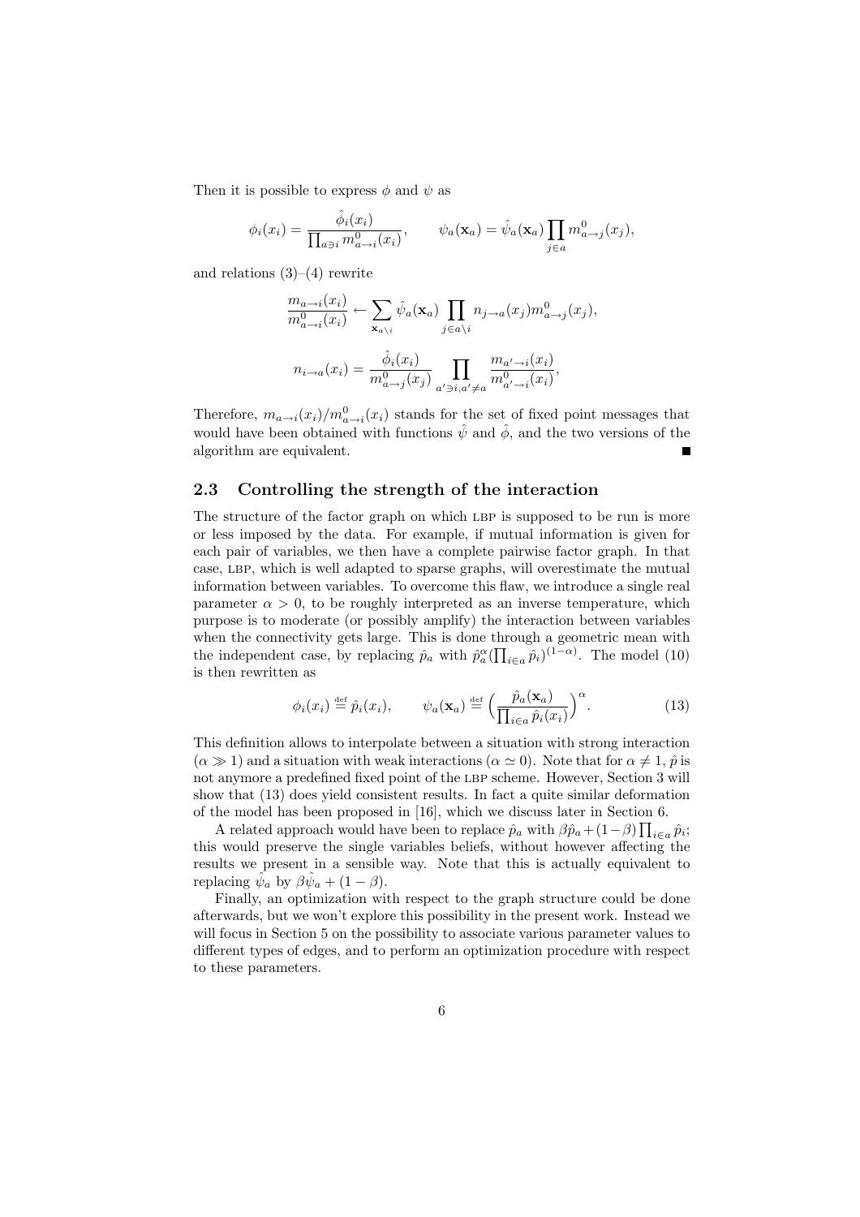Then it is possible to express $\phi$ and $\psi$ as

$$\phi_i(x_i) = \frac{\hat{\phi}_i(x_i)}{\prod_{a \ni i} m^0_{a\to i}(x_i)}, \qquad \psi_a(\mathbf{x}_a) = \hat{\psi}_a(\mathbf{x}_a) \prod_{j \in a} m^0_{a\to j}(x_j),$$

and relations (3)–(4) rewrite

$$\frac{m_{a\to i}(x_i)}{m^0_{a\to i}(x_i)} \leftarrow \sum_{\mathbf{x}_{a\setminus i}} \hat{\psi}_a(\mathbf{x}_a) \prod_{j \in a\setminus i} n_{j\to a}(x_j) m^0_{a\to j}(x_j),$$

$$n_{i\to a}(x_i) = \frac{\hat{\phi}_i(x_i)}{m^0_{a\to j}(x_j)} \prod_{a' \ni i, a' \neq a} \frac{m_{a'\to i}(x_i)}{m^0_{a'\to i}(x_i)},$$

Therefore, $m_{a\to i}(x_i)/m^0_{a\to i}(x_i)$ stands for the set of fixed point messages that would have been obtained with functions $\hat{\psi}$ and $\hat{\phi}$, and the two versions of the algorithm are equivalent. ∎

### 2.3 Controlling the strength of the interaction

The structure of the factor graph on which LBP is supposed to be run is more or less imposed by the data. For example, if mutual information is given for each pair of variables, we then have a complete pairwise factor graph. In that case, LBP, which is well adapted to sparse graphs, will overestimate the mutual information between variables. To overcome this flaw, we introduce a single real parameter $\alpha > 0$, to be roughly interpreted as an inverse temperature, which purpose is to moderate (or possibly amplify) the interaction between variables when the connectivity gets large. This is done through a geometric mean with the independent case, by replacing $\hat{p}_a$ with $\hat{p}_a^\alpha (\prod_{i\in a} \hat{p}_i)^{(1-\alpha)}$. The model (10) is then rewritten as

$$\phi_i(x_i) \stackrel{\text{def}}{=} \hat{p}_i(x_i), \qquad \psi_a(\mathbf{x}_a) \stackrel{\text{def}}{=} \Big(\frac{\hat{p}_a(\mathbf{x}_a)}{\prod_{i\in a} \hat{p}_i(x_i)}\Big)^\alpha. \tag{13}$$

This definition allows to interpolate between a situation with strong interaction ($\alpha \gg 1$) and a situation with weak interactions ($\alpha \simeq 0$). Note that for $\alpha \neq 1$, $\hat{p}$ is not anymore a predefined fixed point of the LBP scheme. However, Section 3 will show that (13) does yield consistent results. In fact a quite similar deformation of the model has been proposed in [16], which we discuss later in Section 6.

A related approach would have been to replace $\hat{p}_a$ with $\beta \hat{p}_a + (1-\beta)\prod_{i\in a} \hat{p}_i$; this would preserve the single variables beliefs, without however affecting the results we present in a sensible way. Note that this is actually equivalent to replacing $\hat{\psi}_a$ by $\beta\hat{\psi}_a + (1-\beta)$.

Finally, an optimization with respect to the graph structure could be done afterwards, but we won't explore this possibility in the present work. Instead we will focus in Section 5 on the possibility to associate various parameter values to different types of edges, and to perform an optimization procedure with respect to these parameters.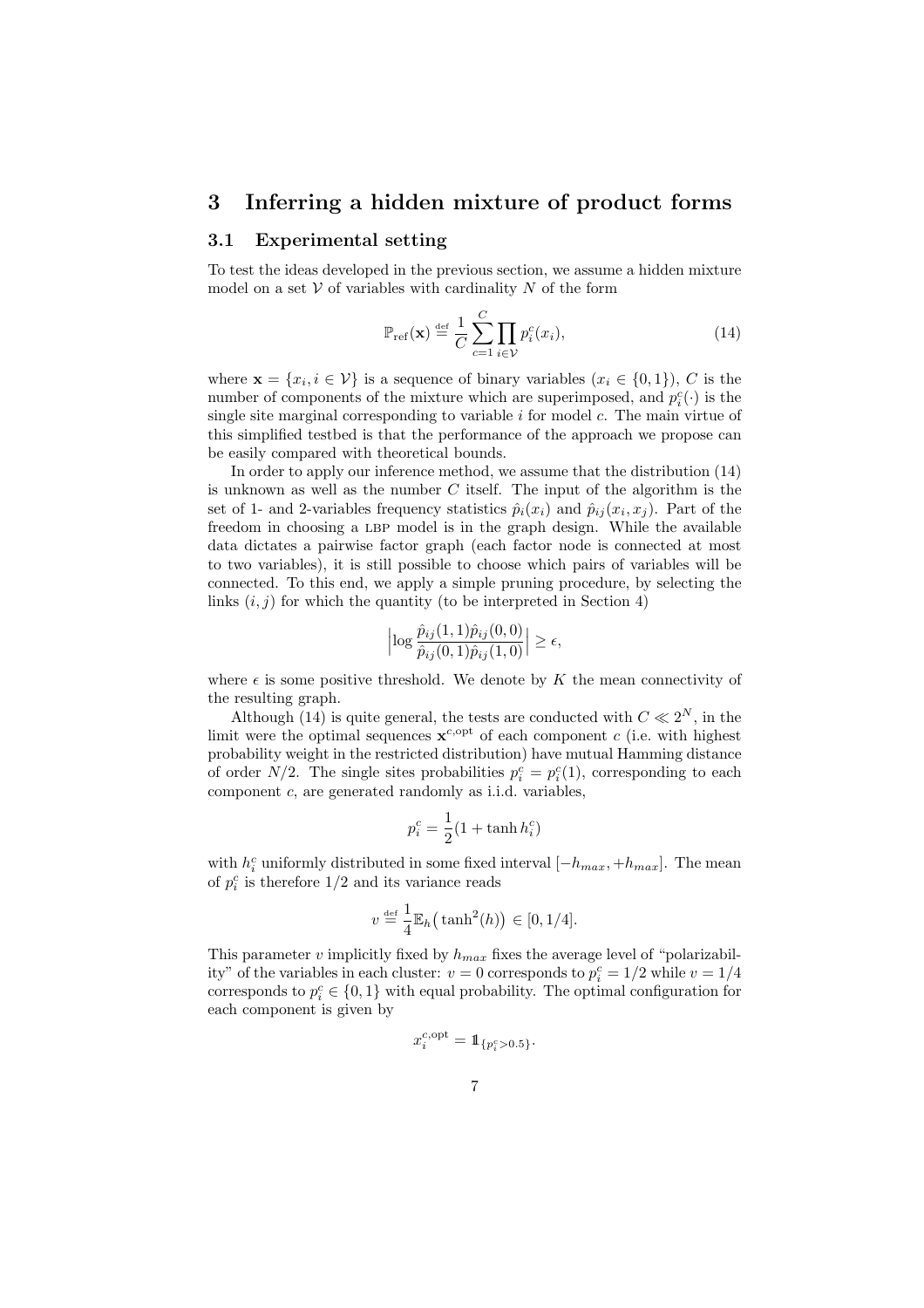# 3 Inferring a hidden mixture of product forms

## 3.1 Experimental setting

To test the ideas developed in the previous section, we assume a hidden mixture model on a set $\mathcal{V}$ of variables with cardinality $N$ of the form

$$\mathbb{P}_{\rm ref}(\mathbf{x}) \stackrel{\rm def}{=} \frac{1}{C}\sum_{c=1}^{C}\prod_{i\in\mathcal{V}} p_i^c(x_i), \tag{14}$$

where $\mathbf{x} = \{x_i, i \in \mathcal{V}\}$ is a sequence of binary variables ($x_i \in \{0,1\}$), $C$ is the number of components of the mixture which are superimposed, and $p_i^c(\cdot)$ is the single site marginal corresponding to variable $i$ for model $c$. The main virtue of this simplified testbed is that the performance of the approach we propose can be easily compared with theoretical bounds.

In order to apply our inference method, we assume that the distribution (14) is unknown as well as the number $C$ itself. The input of the algorithm is the set of 1- and 2-variables frequency statistics $\hat{p}_i(x_i)$ and $\hat{p}_{ij}(x_i, x_j)$. Part of the freedom in choosing a LBP model is in the graph design. While the available data dictates a pairwise factor graph (each factor node is connected at most to two variables), it is still possible to choose which pairs of variables will be connected. To this end, we apply a simple pruning procedure, by selecting the links $(i,j)$ for which the quantity (to be interpreted in Section 4)

$$\Bigl|\log\frac{\hat{p}_{ij}(1,1)\hat{p}_{ij}(0,0)}{\hat{p}_{ij}(0,1)\hat{p}_{ij}(1,0)}\Bigr| \geq \epsilon,$$

where $\epsilon$ is some positive threshold. We denote by $K$ the mean connectivity of the resulting graph.

Although (14) is quite general, the tests are conducted with $C \ll 2^N$, in the limit were the optimal sequences $\mathbf{x}^{c,\rm opt}$ of each component $c$ (i.e. with highest probability weight in the restricted distribution) have mutual Hamming distance of order $N/2$. The single sites probabilities $p_i^c = p_i^c(1)$, corresponding to each component $c$, are generated randomly as i.i.d. variables,

$$p_i^c = \frac{1}{2}(1 + \tanh h_i^c)$$

with $h_i^c$ uniformly distributed in some fixed interval $[-h_{max}, +h_{max}]$. The mean of $p_i^c$ is therefore $1/2$ and its variance reads

$$v \stackrel{\rm def}{=} \frac{1}{4}\mathbb{E}_h\bigl(\tanh^2(h)\bigr) \in [0, 1/4].$$

This parameter $v$ implicitly fixed by $h_{max}$ fixes the average level of "polarizability" of the variables in each cluster: $v = 0$ corresponds to $p_i^c = 1/2$ while $v = 1/4$ corresponds to $p_i^c \in \{0,1\}$ with equal probability. The optimal configuration for each component is given by

$$x_i^{c,\rm opt} = \mathbb{1}_{\{p_i^c > 0.5\}}.$$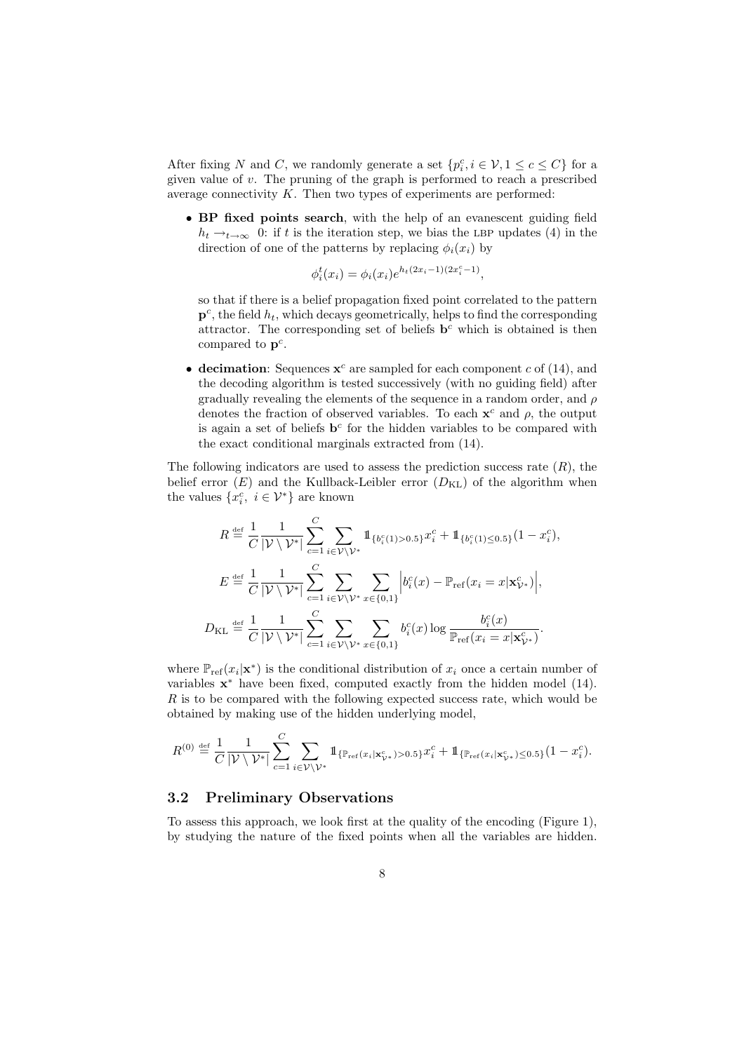After fixing $N$ and $C$, we randomly generate a set $\{p_i^c, i \in \mathcal{V}, 1 \leq c \leq C\}$ for a given value of $v$. The pruning of the graph is performed to reach a prescribed average connectivity $K$. Then two types of experiments are performed:

- **BP fixed points search**, with the help of an evanescent guiding field $h_t \to_{t\to\infty} 0$: if $t$ is the iteration step, we bias the LBP updates (4) in the direction of one of the patterns by replacing $\phi_i(x_i)$ by

$$\phi_i^t(x_i) = \phi_i(x_i) e^{h_t(2x_i-1)(2x_i^c-1)},$$

so that if there is a belief propagation fixed point correlated to the pattern $\mathbf{p}^c$, the field $h_t$, which decays geometrically, helps to find the corresponding attractor. The corresponding set of beliefs $\mathbf{b}^c$ which is obtained is then compared to $\mathbf{p}^c$.

- **decimation**: Sequences $\mathbf{x}^c$ are sampled for each component $c$ of (14), and the decoding algorithm is tested successively (with no guiding field) after gradually revealing the elements of the sequence in a random order, and $\rho$ denotes the fraction of observed variables. To each $\mathbf{x}^c$ and $\rho$, the output is again a set of beliefs $\mathbf{b}^c$ for the hidden variables to be compared with the exact conditional marginals extracted from (14).

The following indicators are used to assess the prediction success rate ($R$), the belief error ($E$) and the Kullback-Leibler error ($D_{\mathrm{KL}}$) of the algorithm when the values $\{x_i^c,\ i \in \mathcal{V}^*\}$ are known

$$R \stackrel{\text{def}}{=} \frac{1}{C}\frac{1}{|\mathcal{V}\setminus\mathcal{V}^*|}\sum_{c=1}^{C}\sum_{i\in\mathcal{V}\setminus\mathcal{V}^*} \mathbb{1}_{\{b_i^c(1)>0.5\}}x_i^c + \mathbb{1}_{\{b_i^c(1)\leq 0.5\}}(1-x_i^c),$$

$$E \stackrel{\text{def}}{=} \frac{1}{C}\frac{1}{|\mathcal{V}\setminus\mathcal{V}^*|}\sum_{c=1}^{C}\sum_{i\in\mathcal{V}\setminus\mathcal{V}^*}\sum_{x\in\{0,1\}} \Big|b_i^c(x) - \mathbb{P}_{\mathrm{ref}}(x_i = x|\mathbf{x}_{\mathcal{V}^*}^c)\Big|,$$

$$D_{\mathrm{KL}} \stackrel{\text{def}}{=} \frac{1}{C}\frac{1}{|\mathcal{V}\setminus\mathcal{V}^*|}\sum_{c=1}^{C}\sum_{i\in\mathcal{V}\setminus\mathcal{V}^*}\sum_{x\in\{0,1\}} b_i^c(x)\log\frac{b_i^c(x)}{\mathbb{P}_{\mathrm{ref}}(x_i = x|\mathbf{x}_{\mathcal{V}^*}^c)}.$$

where $\mathbb{P}_{\mathrm{ref}}(x_i|\mathbf{x}^*)$ is the conditional distribution of $x_i$ once a certain number of variables $\mathbf{x}^*$ have been fixed, computed exactly from the hidden model (14). $R$ is to be compared with the following expected success rate, which would be obtained by making use of the hidden underlying model,

$$R^{(0)} \stackrel{\text{def}}{=} \frac{1}{C}\frac{1}{|\mathcal{V}\setminus\mathcal{V}^*|}\sum_{c=1}^{C}\sum_{i\in\mathcal{V}\setminus\mathcal{V}^*} \mathbb{1}_{\{\mathbb{P}_{\mathrm{ref}}(x_i|\mathbf{x}_{\mathcal{V}^*}^c)>0.5\}}x_i^c + \mathbb{1}_{\{\mathbb{P}_{\mathrm{ref}}(x_i|\mathbf{x}_{\mathcal{V}^*}^c)\leq 0.5\}}(1-x_i^c).$$

### 3.2 Preliminary Observations

To assess this approach, we look first at the quality of the encoding (Figure 1), by studying the nature of the fixed points when all the variables are hidden.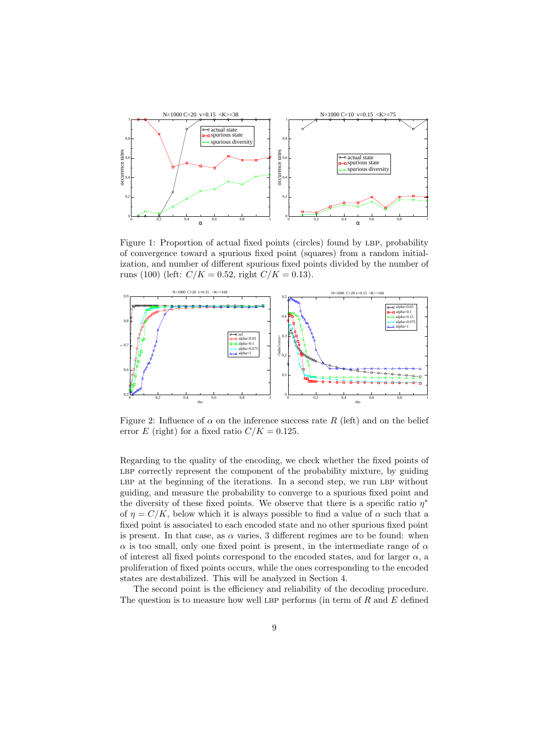Figure 1: Proportion of actual fixed points (circles) found by LBP, probability of convergence toward a spurious fixed point (squares) from a random initialization, and number of different spurious fixed points divided by the number of runs (100) (left: $C/K = 0.52$, right $C/K = 0.13$).

Figure 2: Influence of $\alpha$ on the inference success rate $R$ (left) and on the belief error $E$ (right) for a fixed ratio $C/K = 0.125$.

Regarding to the quality of the encoding, we check whether the fixed points of LBP correctly represent the component of the probability mixture, by guiding LBP at the beginning of the iterations. In a second step, we run LBP without guiding, and measure the probability to converge to a spurious fixed point and the diversity of these fixed points. We observe that there is a specific ratio $\eta^*$ of $\eta = C/K$, below which it is always possible to find a value of $\alpha$ such that a fixed point is associated to each encoded state and no other spurious fixed point is present. In that case, as $\alpha$ varies, 3 different regimes are to be found: when $\alpha$ is too small, only one fixed point is present, in the intermediate range of $\alpha$ of interest all fixed points correspond to the encoded states, and for larger $\alpha$, a proliferation of fixed points occurs, while the ones corresponding to the encoded states are destabilized. This will be analyzed in Section 4.

The second point is the efficiency and reliability of the decoding procedure. The question is to measure how well LBP performs (in term of $R$ and $E$ defined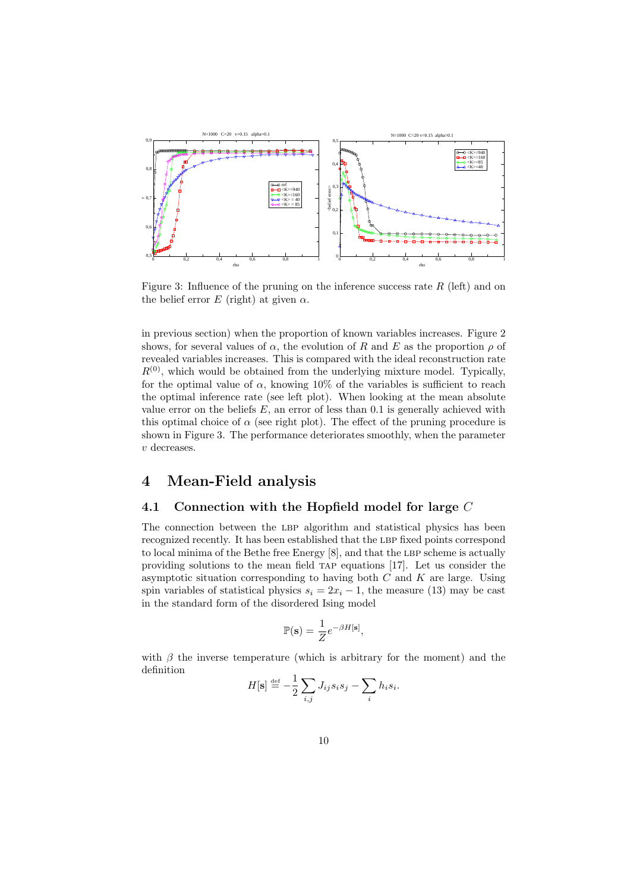Figure 3: Influence of the pruning on the inference success rate $R$ (left) and on the belief error $E$ (right) at given $\alpha$.

in previous section) when the proportion of known variables increases. Figure 2 shows, for several values of $\alpha$, the evolution of $R$ and $E$ as the proportion $\rho$ of revealed variables increases. This is compared with the ideal reconstruction rate $R^{(0)}$, which would be obtained from the underlying mixture model. Typically, for the optimal value of $\alpha$, knowing 10% of the variables is sufficient to reach the optimal inference rate (see left plot). When looking at the mean absolute value error on the beliefs $E$, an error of less than 0.1 is generally achieved with this optimal choice of $\alpha$ (see right plot). The effect of the pruning procedure is shown in Figure 3. The performance deteriorates smoothly, when the parameter $v$ decreases.

## 4 Mean-Field analysis

### 4.1 Connection with the Hopfield model for large $C$

The connection between the LBP algorithm and statistical physics has been recognized recently. It has been established that the LBP fixed points correspond to local minima of the Bethe free Energy [8], and that the LBP scheme is actually providing solutions to the mean field TAP equations [17]. Let us consider the asymptotic situation corresponding to having both $C$ and $K$ are large. Using spin variables of statistical physics $s_i = 2x_i - 1$, the measure (13) may be cast in the standard form of the disordered Ising model

$$\mathbb{P}(\mathbf{s}) = \frac{1}{Z} e^{-\beta H[\mathbf{s}]},$$

with $\beta$ the inverse temperature (which is arbitrary for the moment) and the definition

$$H[\mathbf{s}] \stackrel{\text{def}}{=} -\frac{1}{2}\sum_{i,j} J_{ij} s_i s_j - \sum_i h_i s_i.$$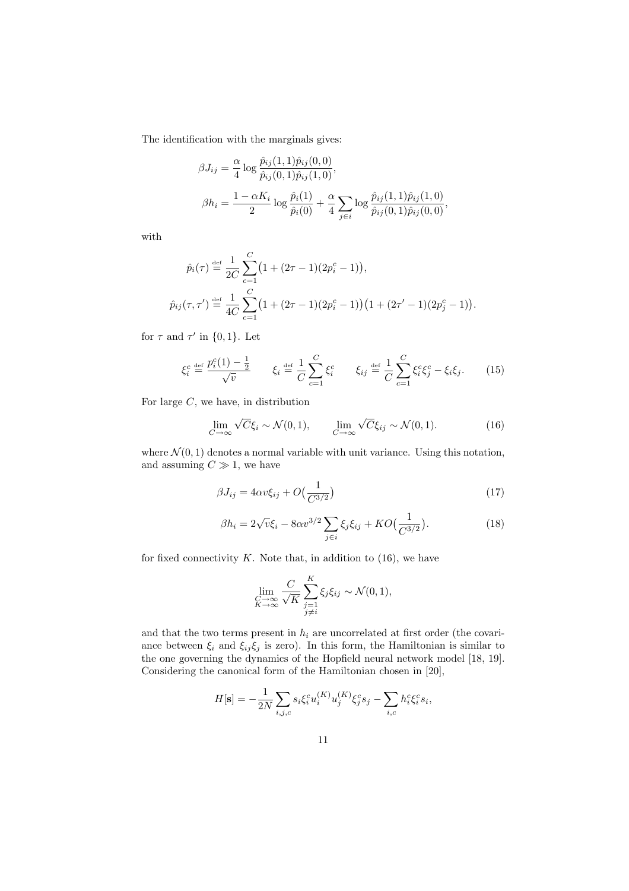The identification with the marginals gives:

$$
\beta J_{ij} = \frac{\alpha}{4} \log \frac{\hat{p}_{ij}(1,1)\hat{p}_{ij}(0,0)}{\hat{p}_{ij}(0,1)\hat{p}_{ij}(1,0)},
$$

$$
\beta h_i = \frac{1 - \alpha K_i}{2} \log \frac{\hat{p}_i(1)}{\hat{p}_i(0)} + \frac{\alpha}{4} \sum_{j \in i} \log \frac{\hat{p}_{ij}(1,1)\hat{p}_{ij}(1,0)}{\hat{p}_{ij}(0,1)\hat{p}_{ij}(0,0)},
$$

with

$$
\hat{p}_i(\tau) \stackrel{\text{def}}{=} \frac{1}{2C} \sum_{c=1}^{C} \big(1 + (2\tau - 1)(2p_i^c - 1)\big),
$$

$$
\hat{p}_{ij}(\tau, \tau') \stackrel{\text{def}}{=} \frac{1}{4C} \sum_{c=1}^{C} \big(1 + (2\tau - 1)(2p_i^c - 1)\big)\big(1 + (2\tau' - 1)(2p_j^c - 1)\big).
$$

for $\tau$ and $\tau'$ in $\{0, 1\}$. Let

$$
\xi_i^c \stackrel{\text{def}}{=} \frac{p_i^c(1) - \frac{1}{2}}{\sqrt{v}} \qquad \xi_i \stackrel{\text{def}}{=} \frac{1}{C} \sum_{c=1}^{C} \xi_i^c \qquad \xi_{ij} \stackrel{\text{def}}{=} \frac{1}{C} \sum_{c=1}^{C} \xi_i^c \xi_j^c - \xi_i \xi_j. \tag{15}
$$

For large $C$, we have, in distribution

$$
\lim_{C \to \infty} \sqrt{C}\xi_i \sim \mathcal{N}(0, 1), \qquad \lim_{C \to \infty} \sqrt{C}\xi_{ij} \sim \mathcal{N}(0, 1). \tag{16}
$$

where $\mathcal{N}(0, 1)$ denotes a normal variable with unit variance. Using this notation, and assuming $C \gg 1$, we have

$$
\beta J_{ij} = 4\alpha v \xi_{ij} + O\big(\frac{1}{C^{3/2}}\big) \tag{17}
$$

$$
\beta h_i = 2\sqrt{v}\xi_i - 8\alpha v^{3/2} \sum_{j \in i} \xi_j \xi_{ij} + KO\big(\frac{1}{C^{3/2}}\big). \tag{18}
$$

for fixed connectivity $K$. Note that, in addition to (16), we have

$$
\lim_{\substack{C \to \infty \\ K \to \infty}} \frac{C}{\sqrt{K}} \sum_{\substack{j=1 \\ j \neq i}}^{K} \xi_j \xi_{ij} \sim \mathcal{N}(0, 1),
$$

and that the two terms present in $h_i$ are uncorrelated at first order (the covariance between $\xi_i$ and $\xi_{ij}\xi_j$ is zero). In this form, the Hamiltonian is similar to the one governing the dynamics of the Hopfield neural network model [18, 19]. Considering the canonical form of the Hamiltonian chosen in [20],

$$
H[\mathbf{s}] = -\frac{1}{2N} \sum_{i,j,c} s_i \xi_i^c u_i^{(K)} u_j^{(K)} \xi_j^c s_j - \sum_{i,c} h_i^c \xi_i^c s_i,
$$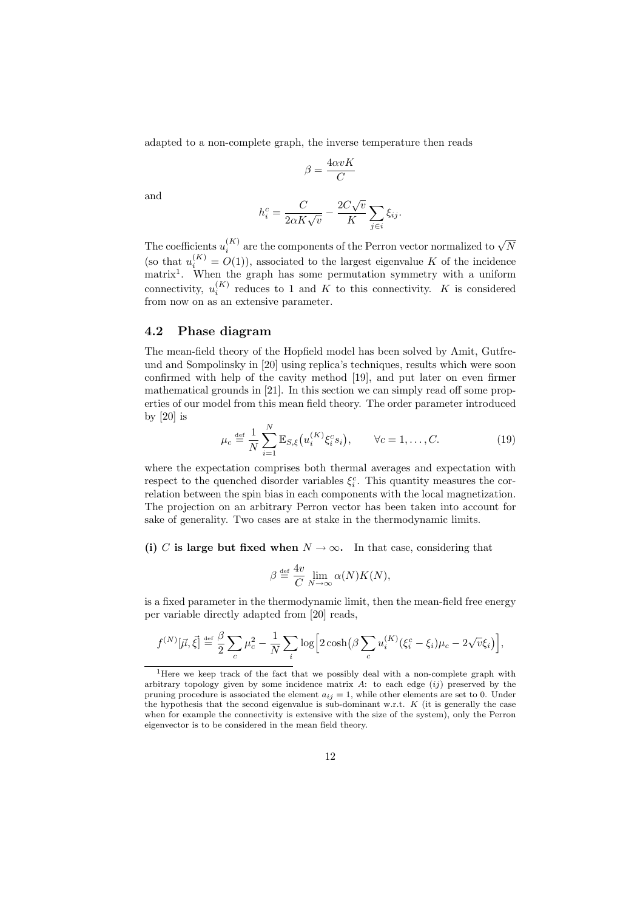adapted to a non-complete graph, the inverse temperature then reads

$$\beta = \frac{4\alpha v K}{C}$$

and

$$h_i^c = \frac{C}{2\alpha K\sqrt{v}} - \frac{2C\sqrt{v}}{K}\sum_{j\in i}\xi_{ij}.$$

The coefficients $u_i^{(K)}$ are the components of the Perron vector normalized to $\sqrt{N}$ (so that $u_i^{(K)} = O(1)$), associated to the largest eigenvalue $K$ of the incidence matrix[1]. When the graph has some permutation symmetry with a uniform connectivity, $u_i^{(K)}$ reduces to 1 and $K$ to this connectivity. $K$ is considered from now on as an extensive parameter.

## 4.2 Phase diagram

The mean-field theory of the Hopfield model has been solved by Amit, Gutfreund and Sompolinsky in [20] using replica's techniques, results which were soon confirmed with help of the cavity method [19], and put later on even firmer mathematical grounds in [21]. In this section we can simply read off some properties of our model from this mean field theory. The order parameter introduced by [20] is

$$\mu_c \stackrel{\text{def}}{=} \frac{1}{N}\sum_{i=1}^{N}\mathbb{E}_{S,\xi}\big(u_i^{(K)}\xi_i^c s_i\big), \qquad \forall c = 1,\ldots,C. \tag{19}$$

where the expectation comprises both thermal averages and expectation with respect to the quenched disorder variables $\xi_i^c$. This quantity measures the correlation between the spin bias in each components with the local magnetization. The projection on an arbitrary Perron vector has been taken into account for sake of generality. Two cases are at stake in the thermodynamic limits.

**(i) $C$ is large but fixed when $N \to \infty$.** In that case, considering that

$$\beta \stackrel{\text{def}}{=} \frac{4v}{C}\lim_{N\to\infty}\alpha(N)K(N),$$

is a fixed parameter in the thermodynamic limit, then the mean-field free energy per variable directly adapted from [20] reads,

$$f^{(N)}[\vec{\mu},\vec{\xi}] \stackrel{\text{def}}{=} \frac{\beta}{2}\sum_c \mu_c^2 - \frac{1}{N}\sum_i \log\Big[2\cosh\big(\beta\sum_c u_i^{(K)}(\xi_i^c - \xi_i)\mu_c - 2\sqrt{v}\xi_i\big)\Big],$$

[1] Here we keep track of the fact that we possibly deal with a non-complete graph with arbitrary topology given by some incidence matrix $A$: to each edge $(ij)$ preserved by the pruning procedure is associated the element $a_{ij} = 1$, while other elements are set to 0. Under the hypothesis that the second eigenvalue is sub-dominant w.r.t. $K$ (it is generally the case when for example the connectivity is extensive with the size of the system), only the Perron eigenvector is to be considered in the mean field theory.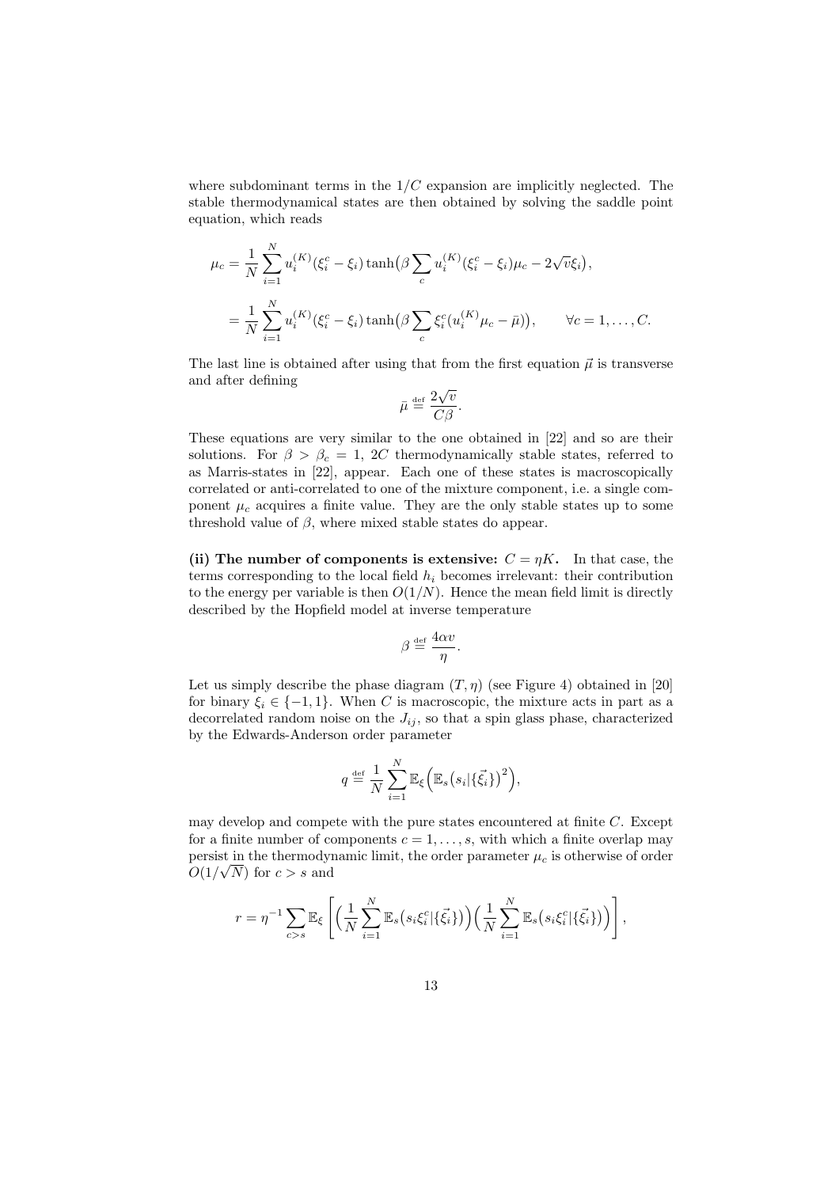where subdominant terms in the $1/C$ expansion are implicitly neglected. The stable thermodynamical states are then obtained by solving the saddle point equation, which reads

$$
\begin{aligned}
\mu_c &= \frac{1}{N}\sum_{i=1}^{N} u_i^{(K)}(\xi_i^c - \xi_i)\tanh\bigl(\beta\sum_c u_i^{(K)}(\xi_i^c-\xi_i)\mu_c - 2\sqrt{v}\xi_i\bigr),\\
&= \frac{1}{N}\sum_{i=1}^{N} u_i^{(K)}(\xi_i^c - \xi_i)\tanh\bigl(\beta\sum_c \xi_i^c(u_i^{(K)}\mu_c - \bar{\mu})\bigr), \qquad \forall c = 1,\ldots,C.
\end{aligned}
$$

The last line is obtained after using that from the first equation $\vec{\mu}$ is transverse and after defining

$$
\bar{\mu} \stackrel{\text{def}}{=} \frac{2\sqrt{v}}{C\beta}.
$$

These equations are very similar to the one obtained in [22] and so are their solutions. For $\beta > \beta_c = 1$, $2C$ thermodynamically stable states, referred to as Marris-states in [22], appear. Each one of these states is macroscopically correlated or anti-correlated to one of the mixture component, i.e. a single component $\mu_c$ acquires a finite value. They are the only stable states up to some threshold value of $\beta$, where mixed stable states do appear.

**(ii) The number of components is extensive: $C = \eta K$.** In that case, the terms corresponding to the local field $h_i$ becomes irrelevant: their contribution to the energy per variable is then $O(1/N)$. Hence the mean field limit is directly described by the Hopfield model at inverse temperature

$$
\beta \stackrel{\text{def}}{=} \frac{4\alpha v}{\eta}.
$$

Let us simply describe the phase diagram $(T,\eta)$ (see Figure 4) obtained in [20] for binary $\xi_i \in \{-1,1\}$. When $C$ is macroscopic, the mixture acts in part as a decorrelated random noise on the $J_{ij}$, so that a spin glass phase, characterized by the Edwards-Anderson order parameter

$$
q \stackrel{\text{def}}{=} \frac{1}{N}\sum_{i=1}^{N}\mathbb{E}_\xi\Bigl(\mathbb{E}_s\bigl(s_i|\{\vec{\xi}_i\}\bigr)^2\Bigr),
$$

may develop and compete with the pure states encountered at finite $C$. Except for a finite number of components $c = 1,\ldots,s$, with which a finite overlap may persist in the thermodynamic limit, the order parameter $\mu_c$ is otherwise of order $O(1/\sqrt{N})$ for $c > s$ and

$$
r = \eta^{-1}\sum_{c>s}\mathbb{E}_\xi\left[\Bigl(\frac{1}{N}\sum_{i=1}^{N}\mathbb{E}_s\bigl(s_i\xi_i^c|\{\vec{\xi}_i\}\bigr)\Bigr)\Bigl(\frac{1}{N}\sum_{i=1}^{N}\mathbb{E}_s\bigl(s_i\xi_i^c|\{\vec{\xi}_i\}\bigr)\Bigr)\right],
$$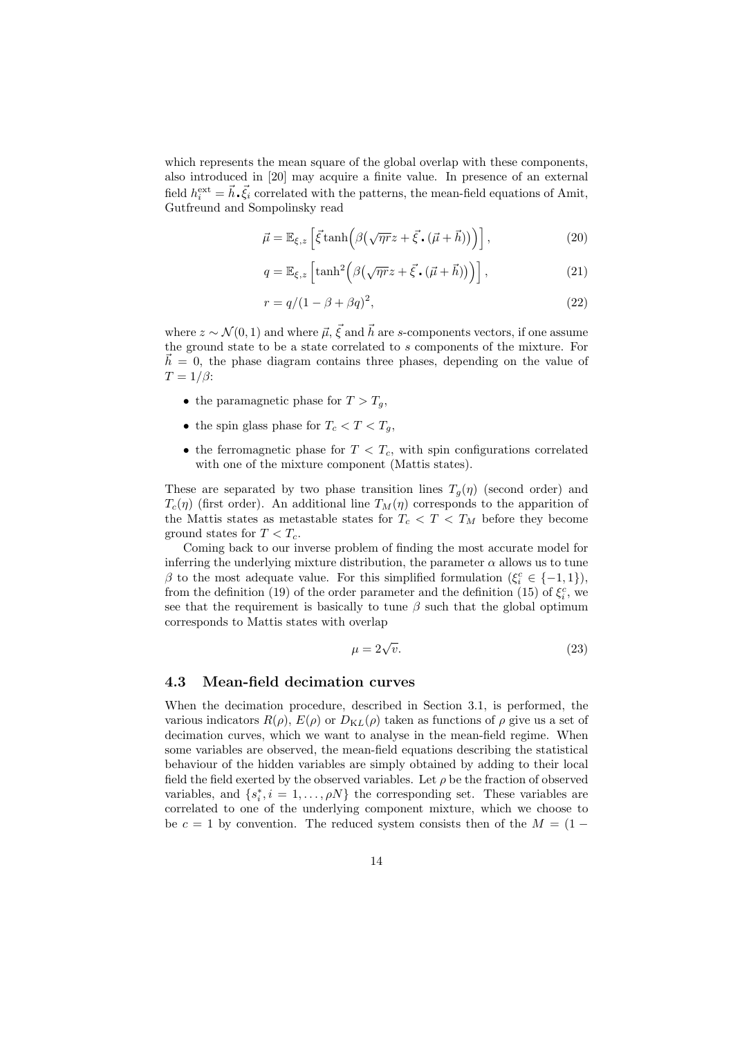which represents the mean square of the global overlap with these components, also introduced in [20] may acquire a finite value. In presence of an external field $h_i^{\rm ext} = \vec{h}\,\boldsymbol{.}\,\vec{\xi}_i$ correlated with the patterns, the mean-field equations of Amit, Gutfreund and Sompolinsky read

$$\vec{\mu} = \mathbb{E}_{\xi,z}\left[\vec{\xi}\tanh\Big(\beta\big(\sqrt{\eta r}z + \vec{\xi}\,\boldsymbol{.}\,(\vec{\mu}+\vec{h})\big)\Big)\right], \tag{20}$$

$$q = \mathbb{E}_{\xi,z}\left[\tanh^2\Big(\beta\big(\sqrt{\eta r}z + \vec{\xi}\,\boldsymbol{.}\,(\vec{\mu}+\vec{h})\big)\Big)\right], \tag{21}$$

$$r = q/(1-\beta+\beta q)^2, \tag{22}$$

where $z \sim \mathcal{N}(0,1)$ and where $\vec{\mu}$, $\vec{\xi}$ and $\vec{h}$ are $s$-components vectors, if one assume the ground state to be a state correlated to $s$ components of the mixture. For $\vec{h} = 0$, the phase diagram contains three phases, depending on the value of $T = 1/\beta$:

- the paramagnetic phase for $T > T_g$,
- the spin glass phase for $T_c < T < T_g$,
- the ferromagnetic phase for $T < T_c$, with spin configurations correlated with one of the mixture component (Mattis states).

These are separated by two phase transition lines $T_g(\eta)$ (second order) and $T_c(\eta)$ (first order). An additional line $T_M(\eta)$ corresponds to the apparition of the Mattis states as metastable states for $T_c < T < T_M$ before they become ground states for $T < T_c$.

Coming back to our inverse problem of finding the most accurate model for inferring the underlying mixture distribution, the parameter $\alpha$ allows us to tune $\beta$ to the most adequate value. For this simplified formulation ($\xi_i^c \in \{-1,1\}$), from the definition (19) of the order parameter and the definition (15) of $\xi_i^c$, we see that the requirement is basically to tune $\beta$ such that the global optimum corresponds to Mattis states with overlap

$$\mu = 2\sqrt{v}. \tag{23}$$

### 4.3 Mean-field decimation curves

When the decimation procedure, described in Section 3.1, is performed, the various indicators $R(\rho)$, $E(\rho)$ or $D_{\rm KL}(\rho)$ taken as functions of $\rho$ give us a set of decimation curves, which we want to analyse in the mean-field regime. When some variables are observed, the mean-field equations describing the statistical behaviour of the hidden variables are simply obtained by adding to their local field the field exerted by the observed variables. Let $\rho$ be the fraction of observed variables, and $\{s_i^*, i = 1,\ldots,\rho N\}$ the corresponding set. These variables are correlated to one of the underlying component mixture, which we choose to be $c = 1$ by convention. The reduced system consists then of the $M = (1-$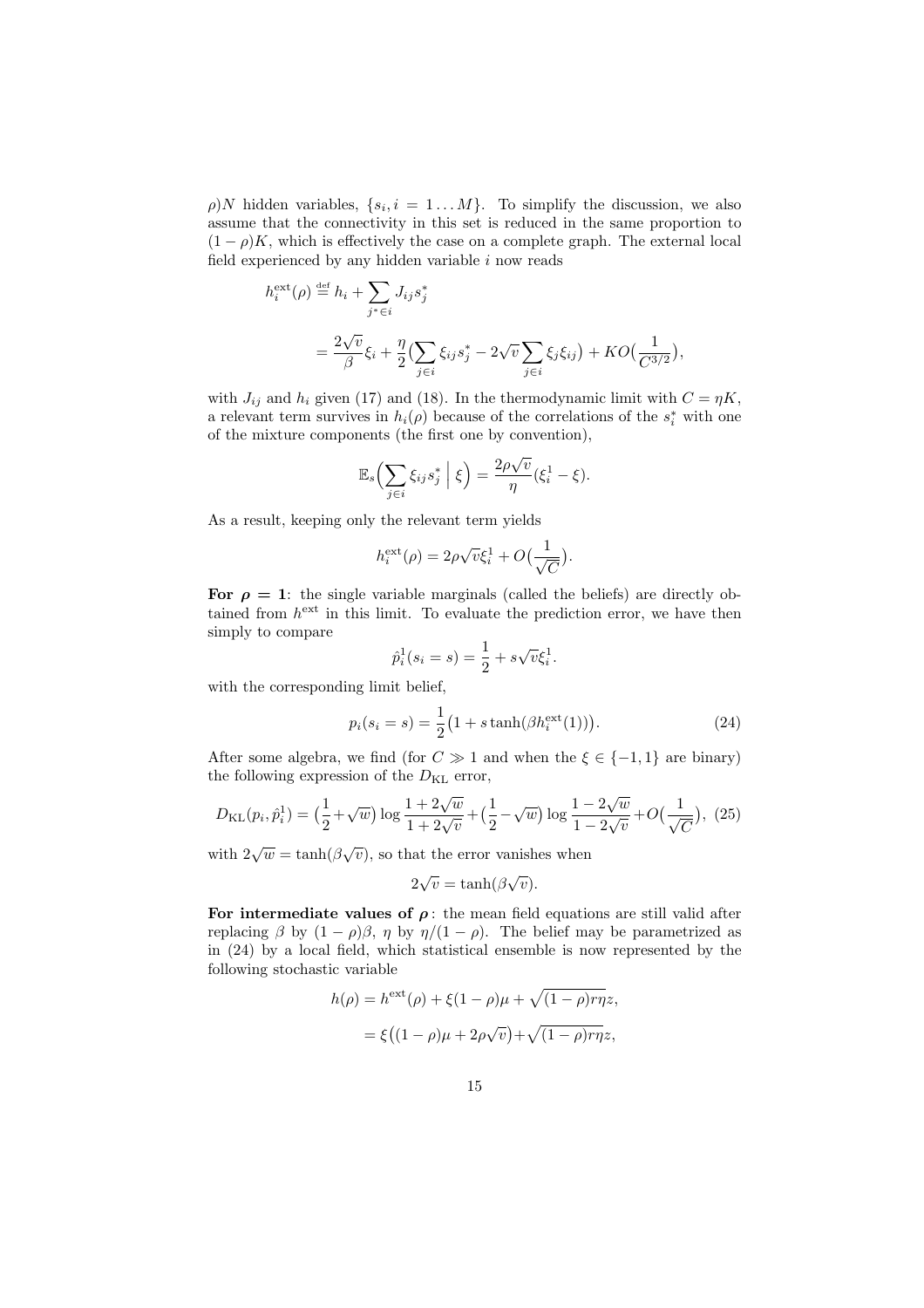$\rho)N$ hidden variables, $\{s_i, i = 1 \dots M\}$. To simplify the discussion, we also assume that the connectivity in this set is reduced in the same proportion to $(1-\rho)K$, which is effectively the case on a complete graph. The external local field experienced by any hidden variable $i$ now reads

$$
\begin{aligned}
h_i^{\text{ext}}(\rho) &\stackrel{\text{def}}{=} h_i + \sum_{j^* \in i} J_{ij} s_j^* \\
&= \frac{2\sqrt{v}}{\beta}\xi_i + \frac{\eta}{2}\Big(\sum_{j\in i}\xi_{ij}s_j^* - 2\sqrt{v}\sum_{j\in i}\xi_j\xi_{ij}\Big) + KO\big(\frac{1}{C^{3/2}}\big),
\end{aligned}
$$

with $J_{ij}$ and $h_i$ given (17) and (18). In the thermodynamic limit with $C = \eta K$, a relevant term survives in $h_i(\rho)$ because of the correlations of the $s_i^*$ with one of the mixture components (the first one by convention),

$$
\mathbb{E}_s\Big(\sum_{j\in i}\xi_{ij}s_j^* \;\Big|\; \xi\Big) = \frac{2\rho\sqrt{v}}{\eta}(\xi_i^1 - \xi).
$$

As a result, keeping only the relevant term yields

$$
h_i^{\text{ext}}(\rho) = 2\rho\sqrt{v}\xi_i^1 + O\big(\frac{1}{\sqrt{C}}\big).
$$

**For $\rho = 1$**: the single variable marginals (called the beliefs) are directly obtained from $h^{\text{ext}}$ in this limit. To evaluate the prediction error, we have then simply to compare

$$
\hat{p}_i^1(s_i = s) = \frac{1}{2} + s\sqrt{v}\xi_i^1.
$$

with the corresponding limit belief,

$$
p_i(s_i = s) = \frac{1}{2}\big(1 + s\tanh(\beta h_i^{\text{ext}}(1))\big). \tag{24}
$$

After some algebra, we find (for $C \gg 1$ and when the $\xi \in \{-1,1\}$ are binary) the following expression of the $D_{\text{KL}}$ error,

$$
D_{\text{KL}}(p_i, \hat{p}_i^1) = \big(\frac{1}{2} + \sqrt{w}\big)\log\frac{1+2\sqrt{w}}{1+2\sqrt{v}} + \big(\frac{1}{2} - \sqrt{w}\big)\log\frac{1-2\sqrt{w}}{1-2\sqrt{v}} + O\big(\frac{1}{\sqrt{C}}\big), \tag{25}
$$

with $2\sqrt{w} = \tanh(\beta\sqrt{v})$, so that the error vanishes when

$$
2\sqrt{v} = \tanh(\beta\sqrt{v}).
$$

**For intermediate values of $\rho$**: the mean field equations are still valid after replacing $\beta$ by $(1-\rho)\beta$, $\eta$ by $\eta/(1-\rho)$. The belief may be parametrized as in (24) by a local field, which statistical ensemble is now represented by the following stochastic variable

$$
\begin{aligned}
h(\rho) &= h^{\text{ext}}(\rho) + \xi(1-\rho)\mu + \sqrt{(1-\rho)r\eta}\,z, \\
&= \xi\big((1-\rho)\mu + 2\rho\sqrt{v}\big) + \sqrt{(1-\rho)r\eta}\,z,
\end{aligned}
$$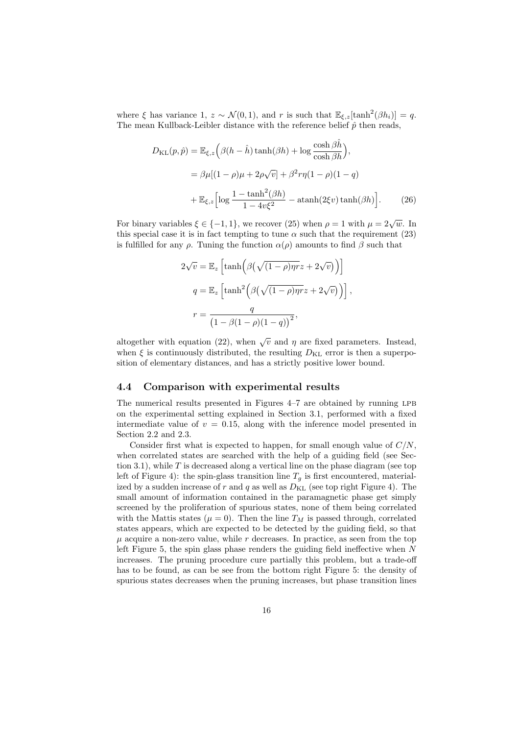where $\xi$ has variance 1, $z \sim \mathcal{N}(0,1)$, and $r$ is such that $\mathbb{E}_{\xi,z}[\tanh^2(\beta h_i)] = q$. The mean Kullback-Leibler distance with the reference belief $\hat{p}$ then reads,

$$
\begin{aligned}
D_{\mathrm{KL}}(p,\hat{p}) &= \mathbb{E}_{\xi,z}\Big(\beta(h-\hat{h})\tanh(\beta h) + \log\frac{\cosh\beta\hat{h}}{\cosh\beta h}\Big), \\
&= \beta\mu[(1-\rho)\mu + 2\rho\sqrt{v}] + \beta^2 r\eta(1-\rho)(1-q) \\
&\quad + \mathbb{E}_{\xi,z}\Big[\log\frac{1-\tanh^2(\beta h)}{1-4v\xi^2} - \operatorname{atanh}(2\xi v)\tanh(\beta h)\Big]. \qquad (26)
\end{aligned}
$$

For binary variables $\xi \in \{-1,1\}$, we recover (25) when $\rho = 1$ with $\mu = 2\sqrt{w}$. In this special case it is in fact tempting to tune $\alpha$ such that the requirement (23) is fulfilled for any $\rho$. Tuning the function $\alpha(\rho)$ amounts to find $\beta$ such that

$$
\begin{aligned}
2\sqrt{v} &= \mathbb{E}_z\Big[\tanh\Big(\beta\big(\sqrt{(1-\rho)\eta r}z + 2\sqrt{v}\big)\Big)\Big] \\
q &= \mathbb{E}_z\Big[\tanh^2\Big(\beta\big(\sqrt{(1-\rho)\eta r}z + 2\sqrt{v}\big)\Big)\Big], \\
r &= \frac{q}{\big(1-\beta(1-\rho)(1-q)\big)^2},
\end{aligned}
$$

altogether with equation (22), when $\sqrt{v}$ and $\eta$ are fixed parameters. Instead, when $\xi$ is continuously distributed, the resulting $D_{\mathrm{KL}}$ error is then a superposition of elementary distances, and has a strictly positive lower bound.

## 4.4 Comparison with experimental results

The numerical results presented in Figures 4–7 are obtained by running LPB on the experimental setting explained in Section 3.1, performed with a fixed intermediate value of $v = 0.15$, along with the inference model presented in Section 2.2 and 2.3.

Consider first what is expected to happen, for small enough value of $C/N$, when correlated states are searched with the help of a guiding field (see Section 3.1), while $T$ is decreased along a vertical line on the phase diagram (see top left of Figure 4): the spin-glass transition line $T_g$ is first encountered, materialized by a sudden increase of $r$ and $q$ as well as $D_{\mathrm{KL}}$ (see top right Figure 4). The small amount of information contained in the paramagnetic phase get simply screened by the proliferation of spurious states, none of them being correlated with the Mattis states ($\mu = 0$). Then the line $T_M$ is passed through, correlated states appears, which are expected to be detected by the guiding field, so that $\mu$ acquire a non-zero value, while $r$ decreases. In practice, as seen from the top left Figure 5, the spin glass phase renders the guiding field ineffective when $N$ increases. The pruning procedure cure partially this problem, but a trade-off has to be found, as can be see from the bottom right Figure 5: the density of spurious states decreases when the pruning increases, but phase transition lines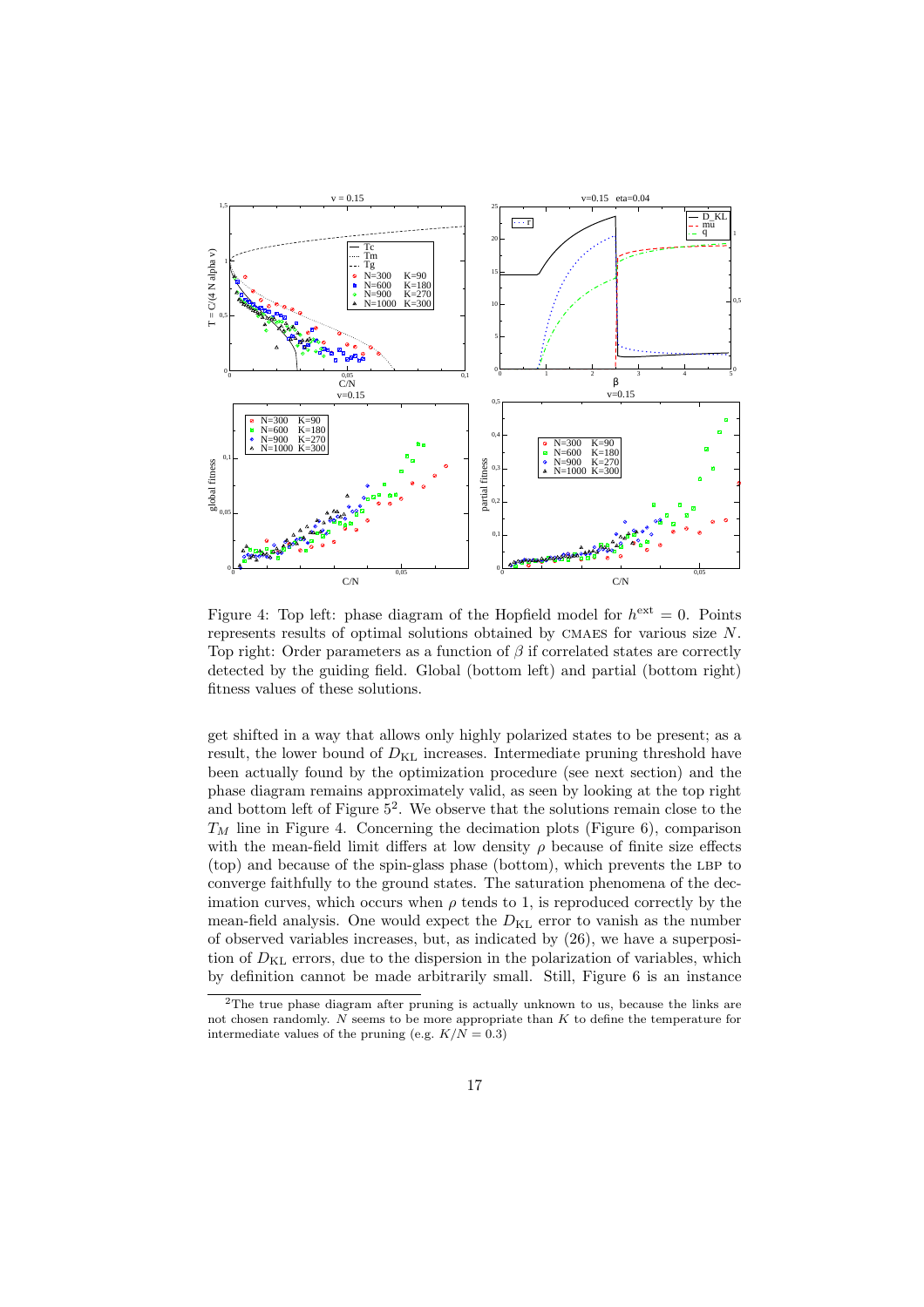Figure 4: Top left: phase diagram of the Hopfield model for $h^{\rm ext} = 0$. Points represents results of optimal solutions obtained by CMAES for various size $N$. Top right: Order parameters as a function of $\beta$ if correlated states are correctly detected by the guiding field. Global (bottom left) and partial (bottom right) fitness values of these solutions.

get shifted in a way that allows only highly polarized states to be present; as a result, the lower bound of $D_{\rm KL}$ increases. Intermediate pruning threshold have been actually found by the optimization procedure (see next section) and the phase diagram remains approximately valid, as seen by looking at the top right and bottom left of Figure 5[2]. We observe that the solutions remain close to the $T_M$ line in Figure 4. Concerning the decimation plots (Figure 6), comparison with the mean-field limit differs at low density $\rho$ because of finite size effects (top) and because of the spin-glass phase (bottom), which prevents the LBP to converge faithfully to the ground states. The saturation phenomena of the decimation curves, which occurs when $\rho$ tends to 1, is reproduced correctly by the mean-field analysis. One would expect the $D_{\rm KL}$ error to vanish as the number of observed variables increases, but, as indicated by (26), we have a superposition of $D_{\rm KL}$ errors, due to the dispersion in the polarization of variables, which by definition cannot be made arbitrarily small. Still, Figure 6 is an instance

[2] The true phase diagram after pruning is actually unknown to us, because the links are not chosen randomly. $N$ seems to be more appropriate than $K$ to define the temperature for intermediate values of the pruning (e.g. $K/N = 0.3$)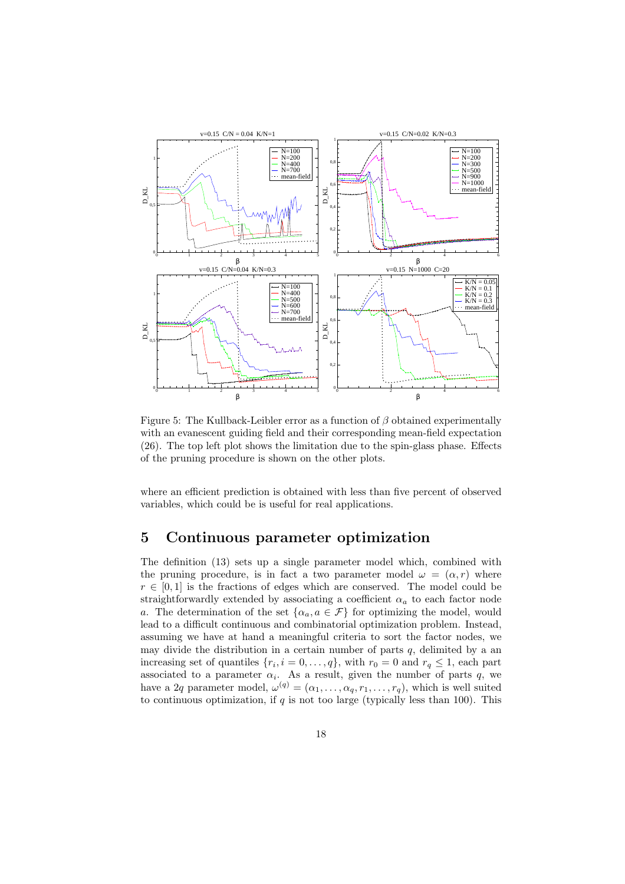Figure 5: The Kullback-Leibler error as a function of $\beta$ obtained experimentally with an evanescent guiding field and their corresponding mean-field expectation (26). The top left plot shows the limitation due to the spin-glass phase. Effects of the pruning procedure is shown on the other plots.

where an efficient prediction is obtained with less than five percent of observed variables, which could be is useful for real applications.

## 5 Continuous parameter optimization

The definition (13) sets up a single parameter model which, combined with the pruning procedure, is in fact a two parameter model $\omega = (\alpha, r)$ where $r \in [0, 1]$ is the fractions of edges which are conserved. The model could be straightforwardly extended by associating a coefficient $\alpha_a$ to each factor node $a$. The determination of the set $\{\alpha_a, a \in \mathcal{F}\}$ for optimizing the model, would lead to a difficult continuous and combinatorial optimization problem. Instead, assuming we have at hand a meaningful criteria to sort the factor nodes, we may divide the distribution in a certain number of parts $q$, delimited by a an increasing set of quantiles $\{r_i, i = 0, \dots, q\}$, with $r_0 = 0$ and $r_q \leq 1$, each part associated to a parameter $\alpha_i$. As a result, given the number of parts $q$, we have a $2q$ parameter model, $\omega^{(q)} = (\alpha_1, \dots, \alpha_q, r_1, \dots, r_q)$, which is well suited to continuous optimization, if $q$ is not too large (typically less than 100). This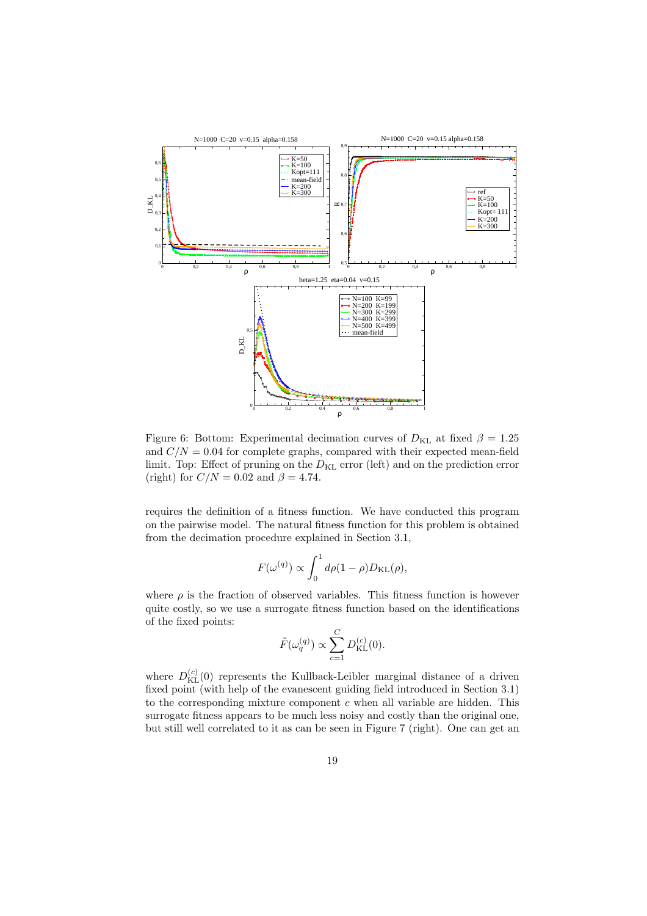Figure 6: Bottom: Experimental decimation curves of $D_{\rm KL}$ at fixed $\beta = 1.25$ and $C/N = 0.04$ for complete graphs, compared with their expected mean-field limit. Top: Effect of pruning on the $D_{\rm KL}$ error (left) and on the prediction error (right) for $C/N = 0.02$ and $\beta = 4.74$.

requires the definition of a fitness function. We have conducted this program on the pairwise model. The natural fitness function for this problem is obtained from the decimation procedure explained in Section 3.1,

$$F(\omega^{(q)}) \propto \int_0^1 d\rho(1-\rho)D_{\rm KL}(\rho),$$

where $\rho$ is the fraction of observed variables. This fitness function is however quite costly, so we use a surrogate fitness function based on the identifications of the fixed points:

$$\tilde{F}(\omega_q^{(q)}) \propto \sum_{c=1}^{C} D_{\rm KL}^{(c)}(0).$$

where $D_{\rm KL}^{(c)}(0)$ represents the Kullback-Leibler marginal distance of a driven fixed point (with help of the evanescent guiding field introduced in Section 3.1) to the corresponding mixture component $c$ when all variable are hidden. This surrogate fitness appears to be much less noisy and costly than the original one, but still well correlated to it as can be seen in Figure 7 (right). One can get an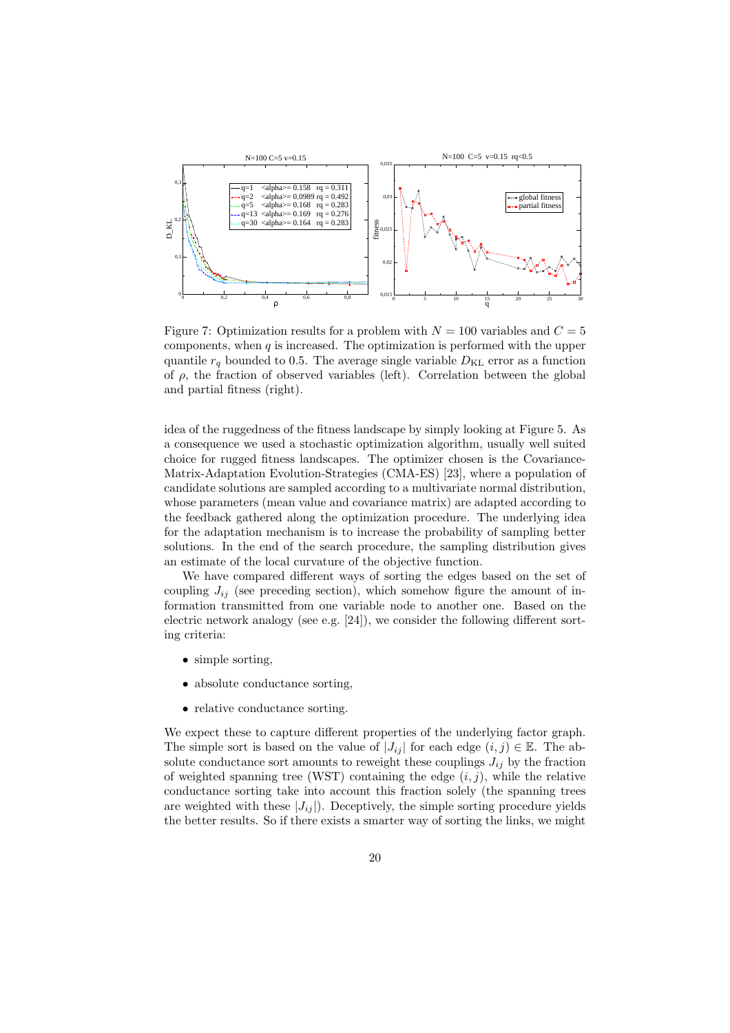Figure 7: Optimization results for a problem with $N = 100$ variables and $C = 5$ components, when $q$ is increased. The optimization is performed with the upper quantile $r_q$ bounded to 0.5. The average single variable $D_{\rm KL}$ error as a function of $\rho$, the fraction of observed variables (left). Correlation between the global and partial fitness (right).

idea of the ruggedness of the fitness landscape by simply looking at Figure 5. As a consequence we used a stochastic optimization algorithm, usually well suited choice for rugged fitness landscapes. The optimizer chosen is the Covariance-Matrix-Adaptation Evolution-Strategies (CMA-ES) [23], where a population of candidate solutions are sampled according to a multivariate normal distribution, whose parameters (mean value and covariance matrix) are adapted according to the feedback gathered along the optimization procedure. The underlying idea for the adaptation mechanism is to increase the probability of sampling better solutions. In the end of the search procedure, the sampling distribution gives an estimate of the local curvature of the objective function.

We have compared different ways of sorting the edges based on the set of coupling $J_{ij}$ (see preceding section), which somehow figure the amount of information transmitted from one variable node to another one. Based on the electric network analogy (see e.g. [24]), we consider the following different sorting criteria:

- simple sorting,
- absolute conductance sorting,
- relative conductance sorting.

We expect these to capture different properties of the underlying factor graph. The simple sort is based on the value of $|J_{ij}|$ for each edge $(i, j) \in \mathbb{E}$. The absolute conductance sort amounts to reweight these couplings $J_{ij}$ by the fraction of weighted spanning tree (WST) containing the edge $(i, j)$, while the relative conductance sorting take into account this fraction solely (the spanning trees are weighted with these $|J_{ij}|$). Deceptively, the simple sorting procedure yields the better results. So if there exists a smarter way of sorting the links, we might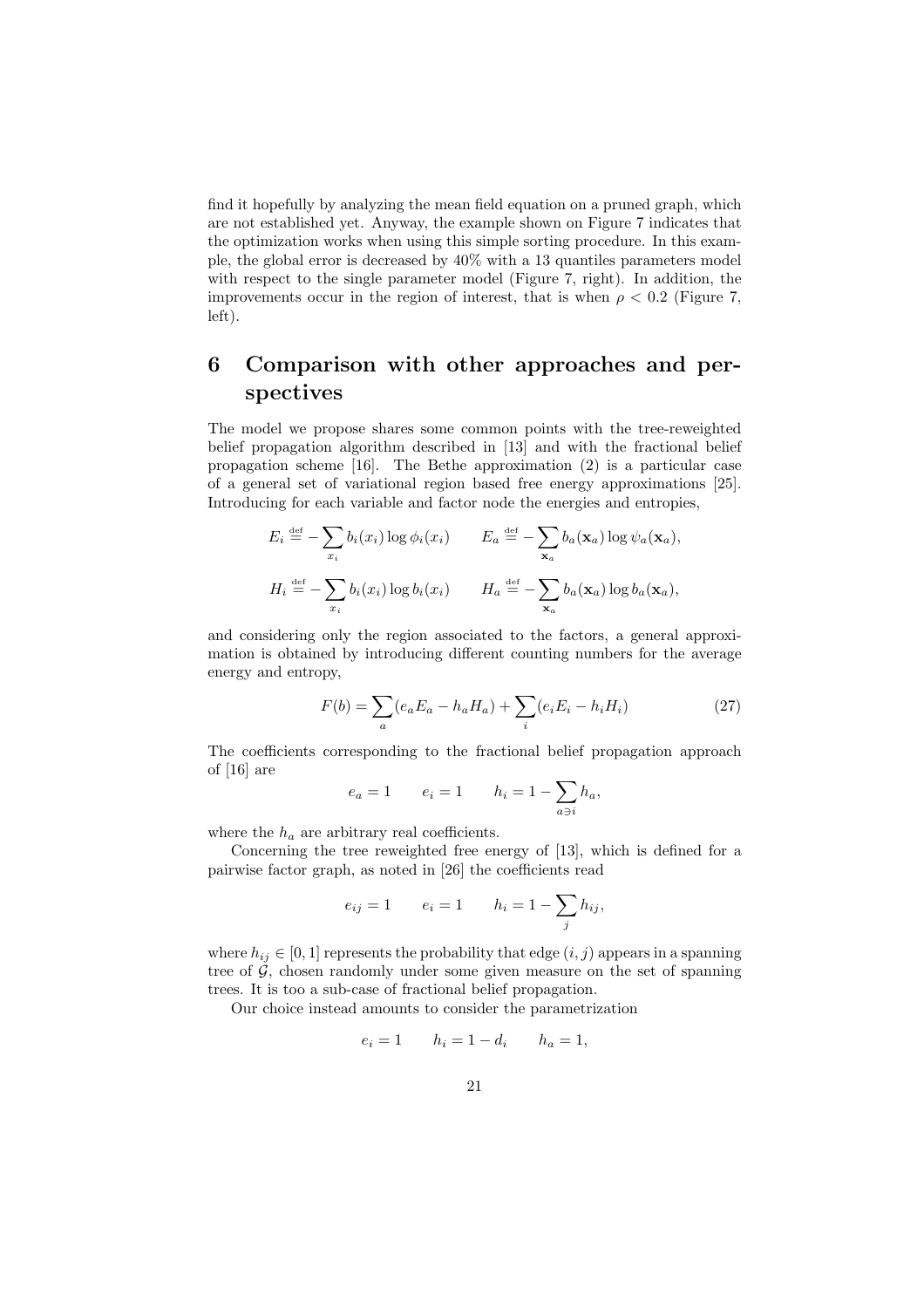find it hopefully by analyzing the mean field equation on a pruned graph, which are not established yet. Anyway, the example shown on Figure 7 indicates that the optimization works when using this simple sorting procedure. In this example, the global error is decreased by 40% with a 13 quantiles parameters model with respect to the single parameter model (Figure 7, right). In addition, the improvements occur in the region of interest, that is when $\rho < 0.2$ (Figure 7, left).

# 6 Comparison with other approaches and perspectives

The model we propose shares some common points with the tree-reweighted belief propagation algorithm described in [13] and with the fractional belief propagation scheme [16]. The Bethe approximation (2) is a particular case of a general set of variational region based free energy approximations [25]. Introducing for each variable and factor node the energies and entropies,

$$
E_i \stackrel{\text{def}}{=} -\sum_{x_i} b_i(x_i) \log \phi_i(x_i) \qquad E_a \stackrel{\text{def}}{=} -\sum_{\mathbf{x}_a} b_a(\mathbf{x}_a) \log \psi_a(\mathbf{x}_a),
$$

$$
H_i \stackrel{\text{def}}{=} -\sum_{x_i} b_i(x_i) \log b_i(x_i) \qquad H_a \stackrel{\text{def}}{=} -\sum_{\mathbf{x}_a} b_a(\mathbf{x}_a) \log b_a(\mathbf{x}_a),
$$

and considering only the region associated to the factors, a general approximation is obtained by introducing different counting numbers for the average energy and entropy,

$$
F(b) = \sum_a (e_a E_a - h_a H_a) + \sum_i (e_i E_i - h_i H_i) \tag{27}
$$

The coefficients corresponding to the fractional belief propagation approach of [16] are

$$
e_a = 1 \qquad e_i = 1 \qquad h_i = 1 - \sum_{a \ni i} h_a,
$$

where the $h_a$ are arbitrary real coefficients.

Concerning the tree reweighted free energy of [13], which is defined for a pairwise factor graph, as noted in [26] the coefficients read

$$
e_{ij} = 1 \qquad e_i = 1 \qquad h_i = 1 - \sum_j h_{ij},
$$

where $h_{ij} \in [0, 1]$ represents the probability that edge $(i, j)$ appears in a spanning tree of $\mathcal{G}$, chosen randomly under some given measure on the set of spanning trees. It is too a sub-case of fractional belief propagation.

Our choice instead amounts to consider the parametrization

$$
e_i = 1 \qquad h_i = 1 - d_i \qquad h_a = 1,
$$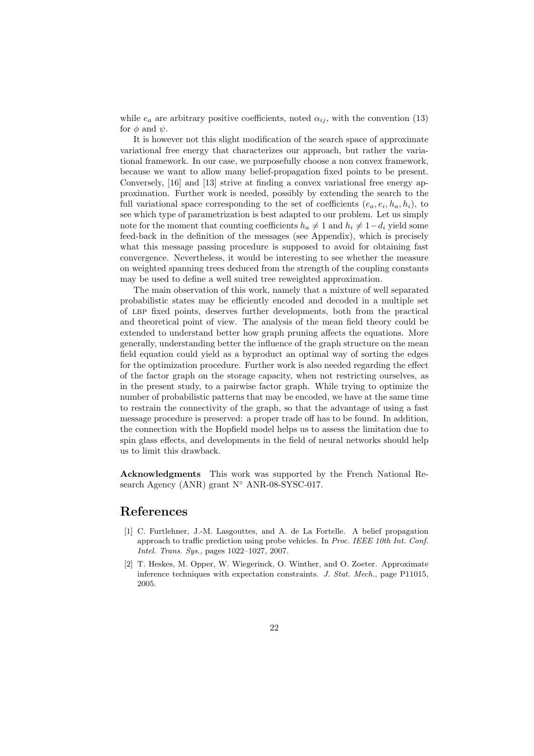while $e_a$ are arbitrary positive coefficients, noted $\alpha_{ij}$, with the convention (13) for $\phi$ and $\psi$.

It is however not this slight modification of the search space of approximate variational free energy that characterizes our approach, but rather the variational framework. In our case, we purposefully choose a non convex framework, because we want to allow many belief-propagation fixed points to be present. Conversely, [16] and [13] strive at finding a convex variational free energy approximation. Further work is needed, possibly by extending the search to the full variational space corresponding to the set of coefficients $(e_a, e_i, h_a, h_i)$, to see which type of parametrization is best adapted to our problem. Let us simply note for the moment that counting coefficients $h_a \neq 1$ and $h_i \neq 1-d_i$ yield some feed-back in the definition of the messages (see Appendix), which is precisely what this message passing procedure is supposed to avoid for obtaining fast convergence. Nevertheless, it would be interesting to see whether the measure on weighted spanning trees deduced from the strength of the coupling constants may be used to define a well suited tree reweighted approximation.

The main observation of this work, namely that a mixture of well separated probabilistic states may be efficiently encoded and decoded in a multiple set of LBP fixed points, deserves further developments, both from the practical and theoretical point of view. The analysis of the mean field theory could be extended to understand better how graph pruning affects the equations. More generally, understanding better the influence of the graph structure on the mean field equation could yield as a byproduct an optimal way of sorting the edges for the optimization procedure. Further work is also needed regarding the effect of the factor graph on the storage capacity, when not restricting ourselves, as in the present study, to a pairwise factor graph. While trying to optimize the number of probabilistic patterns that may be encoded, we have at the same time to restrain the connectivity of the graph, so that the advantage of using a fast message procedure is preserved: a proper trade off has to be found. In addition, the connection with the Hopfield model helps us to assess the limitation due to spin glass effects, and developments in the field of neural networks should help us to limit this drawback.

**Acknowledgments** This work was supported by the French National Research Agency (ANR) grant N° ANR-08-SYSC-017.

# References

[1] C. Furtlehner, J.-M. Lasgouttes, and A. de La Fortelle. A belief propagation approach to traffic prediction using probe vehicles. In *Proc. IEEE 10th Int. Conf. Intel. Trans. Sys.*, pages 1022–1027, 2007.

[2] T. Heskes, M. Opper, W. Wiegerinck, O. Winther, and O. Zoeter. Approximate inference techniques with expectation constraints. *J. Stat. Mech.*, page P11015, 2005.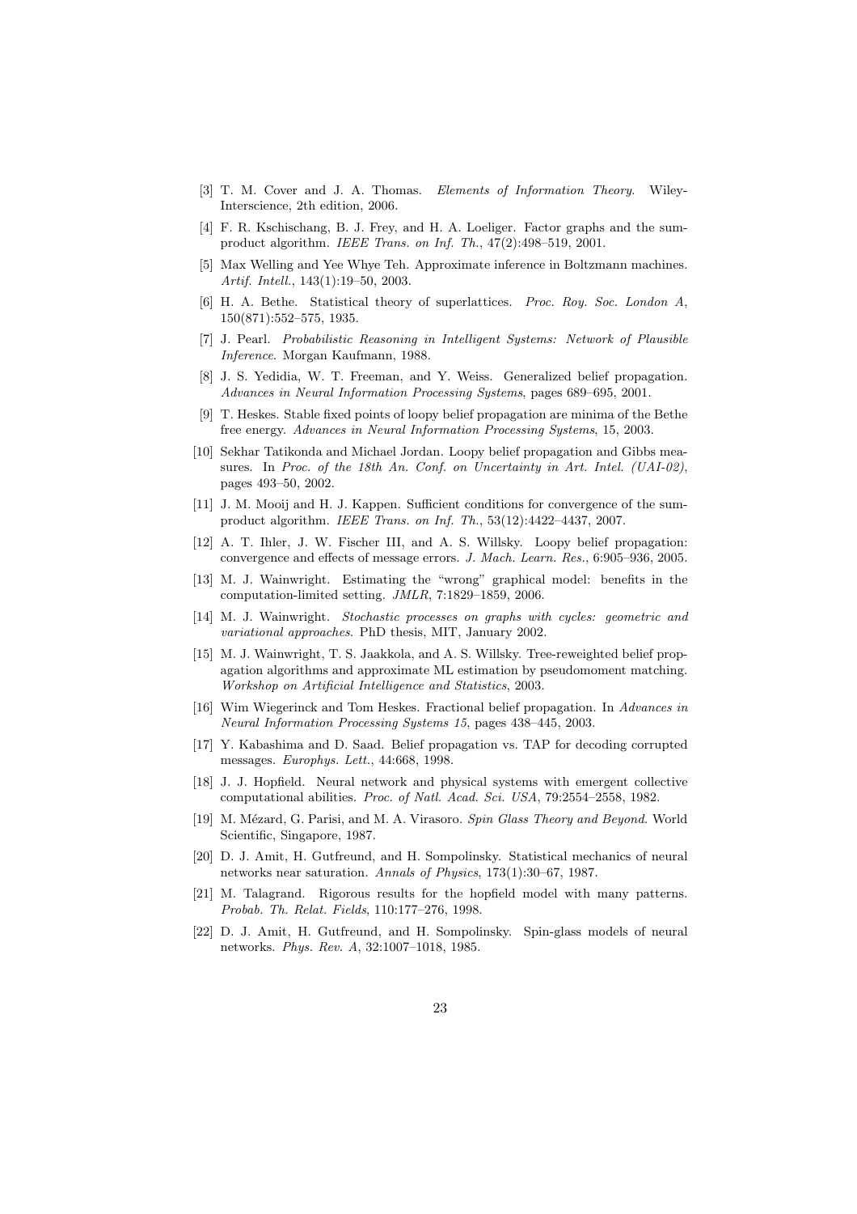[3] T. M. Cover and J. A. Thomas. *Elements of Information Theory*. Wiley-Interscience, 2th edition, 2006.

[4] F. R. Kschischang, B. J. Frey, and H. A. Loeliger. Factor graphs and the sum-product algorithm. *IEEE Trans. on Inf. Th.*, 47(2):498–519, 2001.

[5] Max Welling and Yee Whye Teh. Approximate inference in Boltzmann machines. *Artif. Intell.*, 143(1):19–50, 2003.

[6] H. A. Bethe. Statistical theory of superlattices. *Proc. Roy. Soc. London A*, 150(871):552–575, 1935.

[7] J. Pearl. *Probabilistic Reasoning in Intelligent Systems: Network of Plausible Inference.* Morgan Kaufmann, 1988.

[8] J. S. Yedidia, W. T. Freeman, and Y. Weiss. Generalized belief propagation. *Advances in Neural Information Processing Systems*, pages 689–695, 2001.

[9] T. Heskes. Stable fixed points of loopy belief propagation are minima of the Bethe free energy. *Advances in Neural Information Processing Systems*, 15, 2003.

[10] Sekhar Tatikonda and Michael Jordan. Loopy belief propagation and Gibbs measures. In *Proc. of the 18th An. Conf. on Uncertainty in Art. Intel. (UAI-02)*, pages 493–50, 2002.

[11] J. M. Mooij and H. J. Kappen. Sufficient conditions for convergence of the sum-product algorithm. *IEEE Trans. on Inf. Th.*, 53(12):4422–4437, 2007.

[12] A. T. Ihler, J. W. Fischer III, and A. S. Willsky. Loopy belief propagation: convergence and effects of message errors. *J. Mach. Learn. Res.*, 6:905–936, 2005.

[13] M. J. Wainwright. Estimating the "wrong" graphical model: benefits in the computation-limited setting. *JMLR*, 7:1829–1859, 2006.

[14] M. J. Wainwright. *Stochastic processes on graphs with cycles: geometric and variational approaches*. PhD thesis, MIT, January 2002.

[15] M. J. Wainwright, T. S. Jaakkola, and A. S. Willsky. Tree-reweighted belief propagation algorithms and approximate ML estimation by pseudomoment matching. *Workshop on Artificial Intelligence and Statistics*, 2003.

[16] Wim Wiegerinck and Tom Heskes. Fractional belief propagation. In *Advances in Neural Information Processing Systems 15*, pages 438–445, 2003.

[17] Y. Kabashima and D. Saad. Belief propagation vs. TAP for decoding corrupted messages. *Europhys. Lett.*, 44:668, 1998.

[18] J. J. Hopfield. Neural network and physical systems with emergent collective computational abilities. *Proc. of Natl. Acad. Sci. USA*, 79:2554–2558, 1982.

[19] M. Mézard, G. Parisi, and M. A. Virasoro. *Spin Glass Theory and Beyond*. World Scientific, Singapore, 1987.

[20] D. J. Amit, H. Gutfreund, and H. Sompolinsky. Statistical mechanics of neural networks near saturation. *Annals of Physics*, 173(1):30–67, 1987.

[21] M. Talagrand. Rigorous results for the hopfield model with many patterns. *Probab. Th. Relat. Fields*, 110:177–276, 1998.

[22] D. J. Amit, H. Gutfreund, and H. Sompolinsky. Spin-glass models of neural networks. *Phys. Rev. A*, 32:1007–1018, 1985.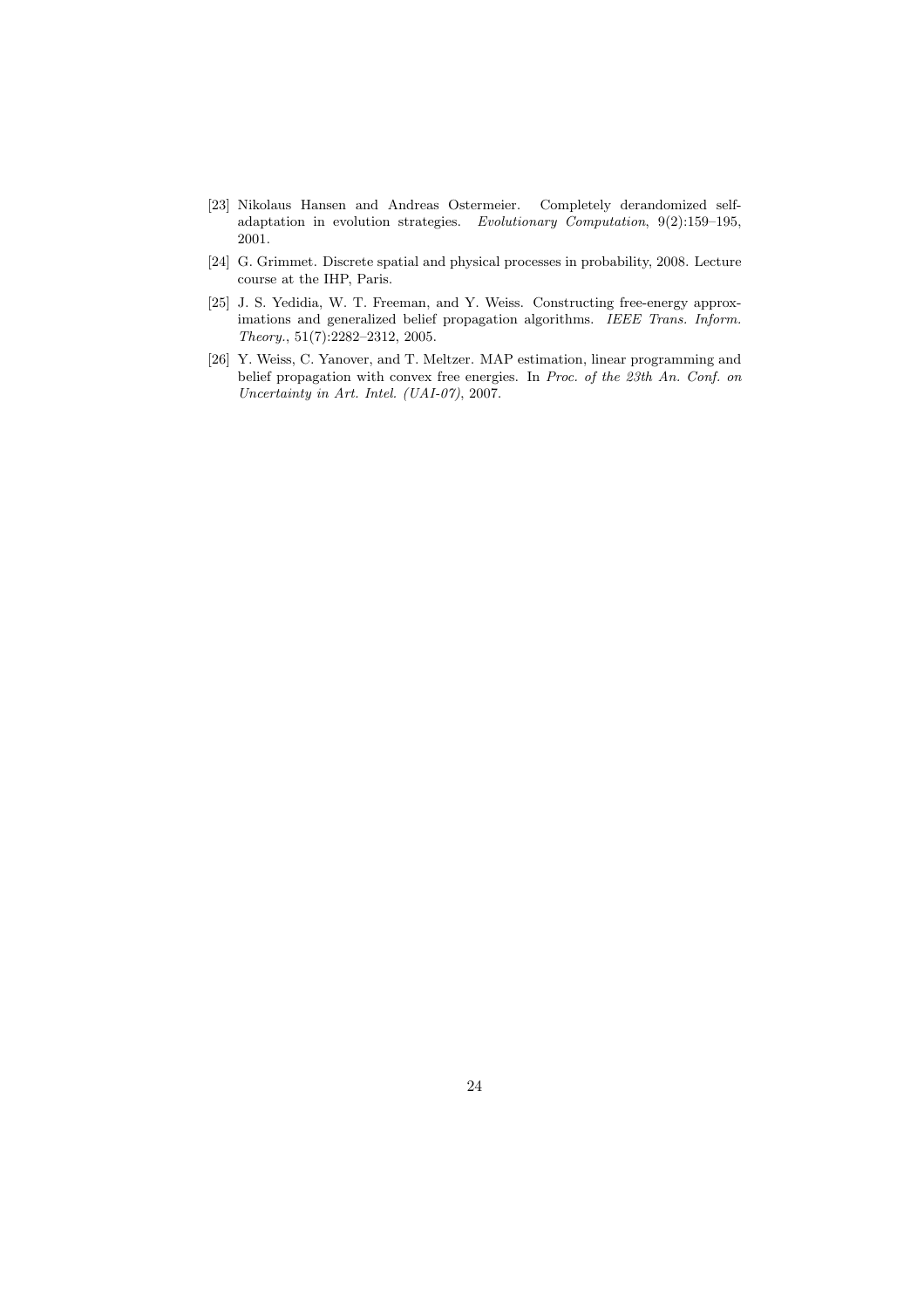[23] Nikolaus Hansen and Andreas Ostermeier. Completely derandomized self-adaptation in evolution strategies. *Evolutionary Computation*, 9(2):159–195, 2001.

[24] G. Grimmet. Discrete spatial and physical processes in probability, 2008. Lecture course at the IHP, Paris.

[25] J. S. Yedidia, W. T. Freeman, and Y. Weiss. Constructing free-energy approximations and generalized belief propagation algorithms. *IEEE Trans. Inform. Theory.*, 51(7):2282–2312, 2005.

[26] Y. Weiss, C. Yanover, and T. Meltzer. MAP estimation, linear programming and belief propagation with convex free energies. In *Proc. of the 23th An. Conf. on Uncertainty in Art. Intel. (UAI-07)*, 2007.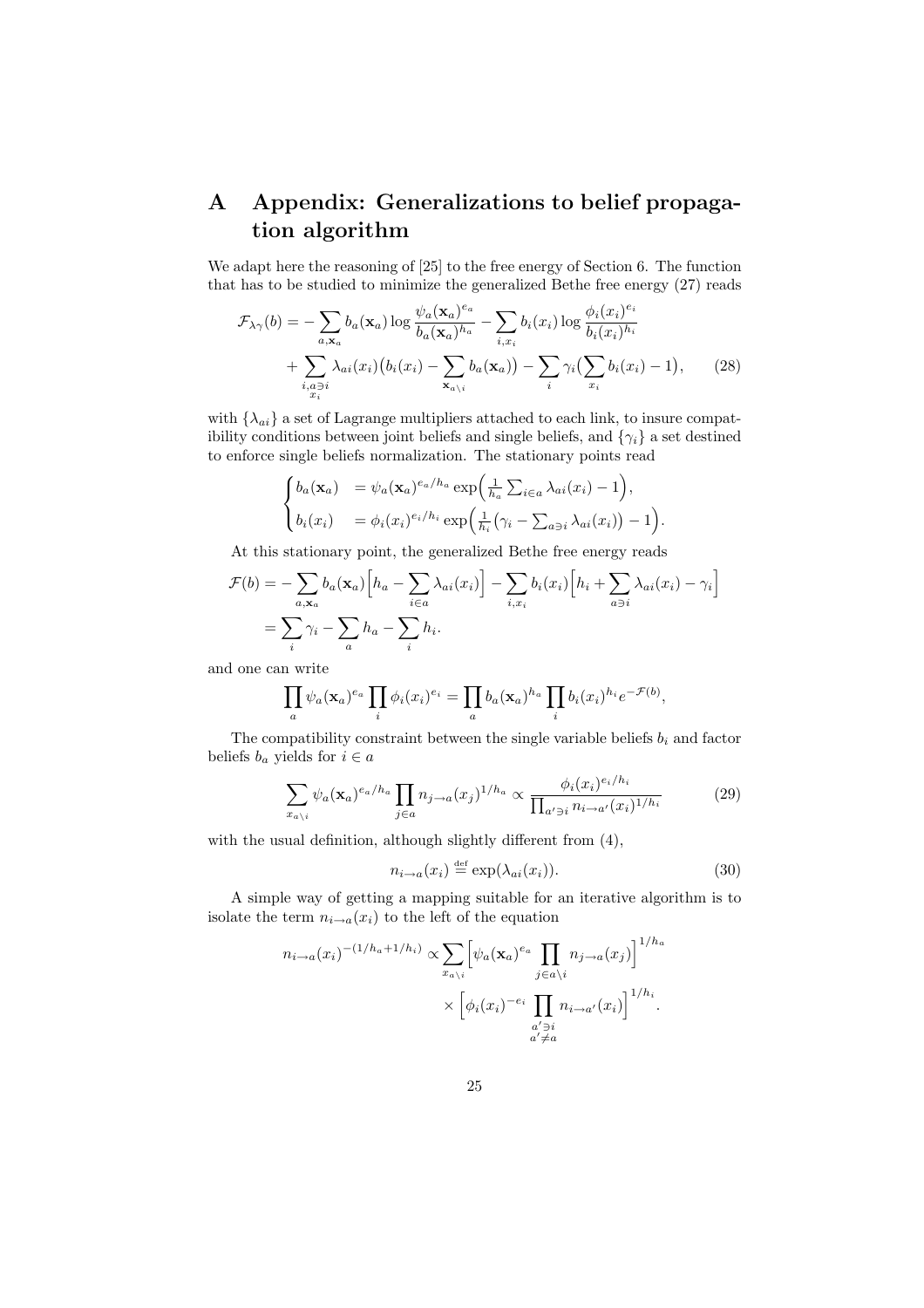# A Appendix: Generalizations to belief propagation algorithm

We adapt here the reasoning of [25] to the free energy of Section 6. The function that has to be studied to minimize the generalized Bethe free energy (27) reads

$$
\begin{aligned}
\mathcal{F}_{\lambda\gamma}(b) = &-\sum_{a,\mathbf{x}_a} b_a(\mathbf{x}_a)\log\frac{\psi_a(\mathbf{x}_a)^{e_a}}{b_a(\mathbf{x}_a)^{h_a}} - \sum_{i,x_i} b_i(x_i)\log\frac{\phi_i(x_i)^{e_i}}{b_i(x_i)^{h_i}} \\
&+ \sum_{\substack{i,a\ni i\\ x_i}} \lambda_{ai}(x_i)\big(b_i(x_i) - \sum_{\mathbf{x}_{a\setminus i}} b_a(\mathbf{x}_a)\big) - \sum_i \gamma_i\big(\sum_{x_i} b_i(x_i) - 1\big), \qquad (28)
\end{aligned}
$$

with $\{\lambda_{ai}\}$ a set of Lagrange multipliers attached to each link, to insure compatibility conditions between joint beliefs and single beliefs, and $\{\gamma_i\}$ a set destined to enforce single beliefs normalization. The stationary points read

$$
\begin{cases}
b_a(\mathbf{x}_a) &= \psi_a(\mathbf{x}_a)^{e_a/h_a}\exp\Big(\frac{1}{h_a}\sum_{i\in a}\lambda_{ai}(x_i) - 1\Big),\\
b_i(x_i) &= \phi_i(x_i)^{e_i/h_i}\exp\Big(\frac{1}{h_i}\big(\gamma_i - \sum_{a\ni i}\lambda_{ai}(x_i)\big) - 1\Big).
\end{cases}
$$

At this stationary point, the generalized Bethe free energy reads

$$
\begin{aligned}
\mathcal{F}(b) &= -\sum_{a,\mathbf{x}_a} b_a(\mathbf{x}_a)\Big[h_a - \sum_{i\in a}\lambda_{ai}(x_i)\Big] - \sum_{i,x_i} b_i(x_i)\Big[h_i + \sum_{a\ni i}\lambda_{ai}(x_i) - \gamma_i\Big]\\
&= \sum_i \gamma_i - \sum_a h_a - \sum_i h_i.
\end{aligned}
$$

and one can write

$$
\prod_a \psi_a(\mathbf{x}_a)^{e_a}\prod_i \phi_i(x_i)^{e_i} = \prod_a b_a(\mathbf{x}_a)^{h_a}\prod_i b_i(x_i)^{h_i} e^{-\mathcal{F}(b)},
$$

The compatibility constraint between the single variable beliefs $b_i$ and factor beliefs $b_a$ yields for $i \in a$

$$
\sum_{x_{a\setminus i}} \psi_a(\mathbf{x}_a)^{e_a/h_a}\prod_{j\in a} n_{j\to a}(x_j)^{1/h_a} \propto \frac{\phi_i(x_i)^{e_i/h_i}}{\prod_{a'\ni i} n_{i\to a'}(x_i)^{1/h_i}} \qquad (29)
$$

with the usual definition, although slightly different from (4),

$$
n_{i\to a}(x_i) \stackrel{\text{def}}{=} \exp(\lambda_{ai}(x_i)). \qquad (30)
$$

A simple way of getting a mapping suitable for an iterative algorithm is to isolate the term $n_{i\to a}(x_i)$ to the left of the equation

$$
\begin{aligned}
n_{i\to a}(x_i)^{-(1/h_a + 1/h_i)} \propto &\sum_{x_{a\setminus i}}\Big[\psi_a(\mathbf{x}_a)^{e_a}\prod_{j\in a\setminus i} n_{j\to a}(x_j)\Big]^{1/h_a}\\
&\times\Big[\phi_i(x_i)^{-e_i}\prod_{\substack{a'\ni i\\ a'\neq a}} n_{i\to a'}(x_i)\Big]^{1/h_i}.
\end{aligned}
$$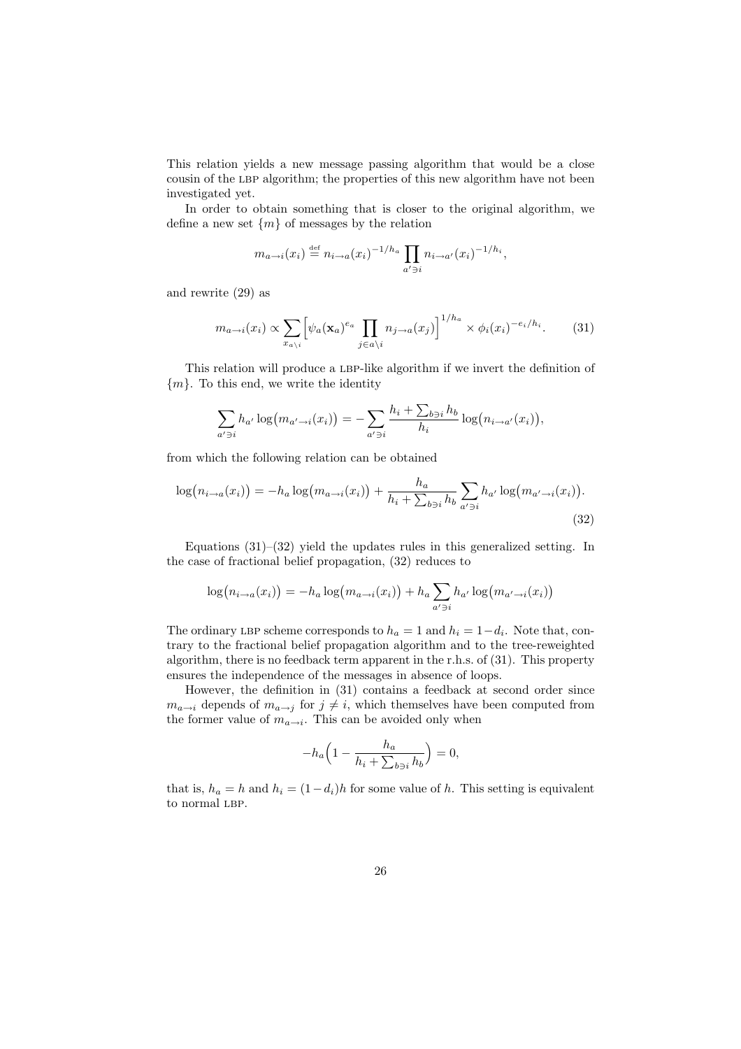This relation yields a new message passing algorithm that would be a close cousin of the LBP algorithm; the properties of this new algorithm have not been investigated yet.

In order to obtain something that is closer to the original algorithm, we define a new set $\{m\}$ of messages by the relation

$$m_{a\to i}(x_i) \stackrel{\text{def}}{=} n_{i\to a}(x_i)^{-1/h_a} \prod_{a'\ni i} n_{i\to a'}(x_i)^{-1/h_i},$$

and rewrite (29) as

$$m_{a\to i}(x_i) \propto \sum_{x_{a\setminus i}} \Big[\psi_a(\mathbf{x}_a)^{e_a} \prod_{j\in a\setminus i} n_{j\to a}(x_j)\Big]^{1/h_a} \times \phi_i(x_i)^{-e_i/h_i}. \tag{31}$$

This relation will produce a LBP-like algorithm if we invert the definition of $\{m\}$. To this end, we write the identity

$$\sum_{a'\ni i} h_{a'} \log\big(m_{a'\to i}(x_i)\big) = -\sum_{a'\ni i} \frac{h_i + \sum_{b\ni i} h_b}{h_i} \log\big(n_{i\to a'}(x_i)\big),$$

from which the following relation can be obtained

$$\log\big(n_{i\to a}(x_i)\big) = -h_a \log\big(m_{a\to i}(x_i)\big) + \frac{h_a}{h_i + \sum_{b\ni i} h_b} \sum_{a'\ni i} h_{a'} \log\big(m_{a'\to i}(x_i)\big). \tag{32}$$

Equations (31)–(32) yield the updates rules in this generalized setting. In the case of fractional belief propagation, (32) reduces to

$$\log\big(n_{i\to a}(x_i)\big) = -h_a \log\big(m_{a\to i}(x_i)\big) + h_a \sum_{a'\ni i} h_{a'} \log\big(m_{a'\to i}(x_i)\big)$$

The ordinary LBP scheme corresponds to $h_a = 1$ and $h_i = 1-d_i$. Note that, contrary to the fractional belief propagation algorithm and to the tree-reweighted algorithm, there is no feedback term apparent in the r.h.s. of (31). This property ensures the independence of the messages in absence of loops.

However, the definition in (31) contains a feedback at second order since $m_{a\to i}$ depends of $m_{a\to j}$ for $j \neq i$, which themselves have been computed from the former value of $m_{a\to i}$. This can be avoided only when

$$-h_a\Big(1 - \frac{h_a}{h_i + \sum_{b\ni i} h_b}\Big) = 0,$$

that is, $h_a = h$ and $h_i = (1-d_i)h$ for some value of $h$. This setting is equivalent to normal LBP.